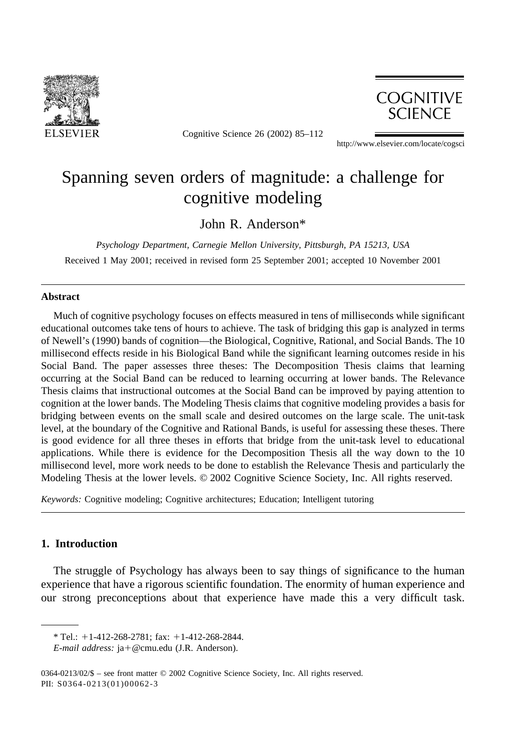# Spanning seven orders of magnitude: a challenge for cognitive modeling

John R. Anderson*

*Psychology Department, Carnegie Mellon University, Pittsburgh, PA 15213, USA*

Received 1 May 2001; received in revised form 25 September 2001; accepted 10 November 2001

## Abstract

Much of cognitive psychology focuses on effects measured in tens of milliseconds while significant educational outcomes take tens of hours to achieve. The task of bridging this gap is analyzed in terms of Newell's (1990) bands of cognition—the Biological, Cognitive, Rational, and Social Bands. The 10 millisecond effects reside in his Biological Band while the significant learning outcomes reside in his Social Band. The paper assesses three theses: The Decomposition Thesis claims that learning occurring at the Social Band can be reduced to learning occurring at lower bands. The Relevance Thesis claims that instructional outcomes at the Social Band can be improved by paying attention to cognition at the lower bands. The Modeling Thesis claims that cognitive modeling provides a basis for bridging between events on the small scale and desired outcomes on the large scale. The unit-task level, at the boundary of the Cognitive and Rational Bands, is useful for assessing these theses. There is good evidence for all three theses in efforts that bridge from the unit-task level to educational applications. While there is evidence for the Decomposition Thesis all the way down to the 10 millisecond level, more work needs to be done to establish the Relevance Thesis and particularly the Modeling Thesis at the lower levels. © 2002 Cognitive Science Society, Inc. All rights reserved.

*Keywords:* Cognitive modeling; Cognitive architectures; Education; Intelligent tutoring

## 1. Introduction

The struggle of Psychology has always been to say things of significance to the human experience that have a rigorous scientific foundation. The enormity of human experience and our strong preconceptions about that experience have made this a very difficult task.

* Tel.: +1-412-268-2781; fax: +1-412-268-2844.
*E-mail address:* ja+@cmu.edu (J.R. Anderson).

0364-0213/02/$ – see front matter © 2002 Cognitive Science Society, Inc. All rights reserved.
PII: S0364-0213(01)00062-3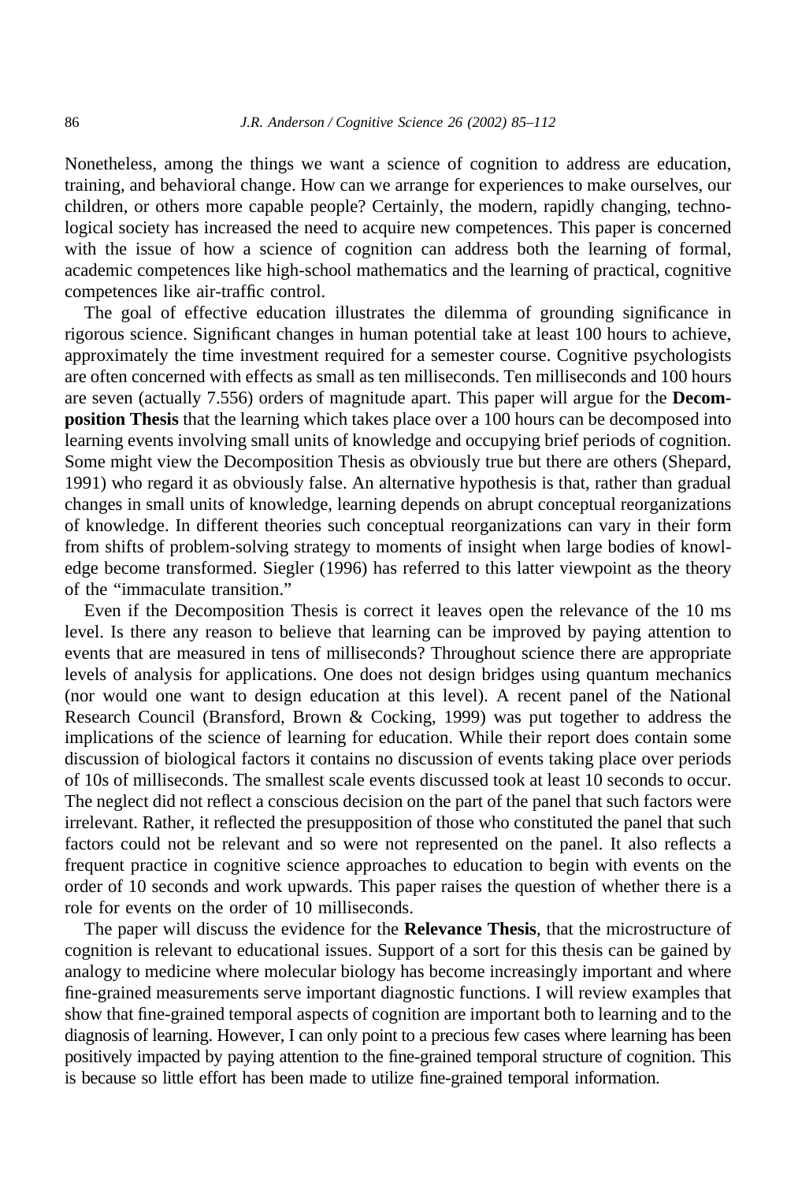Nonetheless, among the things we want a science of cognition to address are education, training, and behavioral change. How can we arrange for experiences to make ourselves, our children, or others more capable people? Certainly, the modern, rapidly changing, technological society has increased the need to acquire new competences. This paper is concerned with the issue of how a science of cognition can address both the learning of formal, academic competences like high-school mathematics and the learning of practical, cognitive competences like air-traffic control.

The goal of effective education illustrates the dilemma of grounding significance in rigorous science. Significant changes in human potential take at least 100 hours to achieve, approximately the time investment required for a semester course. Cognitive psychologists are often concerned with effects as small as ten milliseconds. Ten milliseconds and 100 hours are seven (actually 7.556) orders of magnitude apart. This paper will argue for the **Decomposition Thesis** that the learning which takes place over a 100 hours can be decomposed into learning events involving small units of knowledge and occupying brief periods of cognition. Some might view the Decomposition Thesis as obviously true but there are others (Shepard, 1991) who regard it as obviously false. An alternative hypothesis is that, rather than gradual changes in small units of knowledge, learning depends on abrupt conceptual reorganizations of knowledge. In different theories such conceptual reorganizations can vary in their form from shifts of problem-solving strategy to moments of insight when large bodies of knowledge become transformed. Siegler (1996) has referred to this latter viewpoint as the theory of the "immaculate transition."

Even if the Decomposition Thesis is correct it leaves open the relevance of the 10 ms level. Is there any reason to believe that learning can be improved by paying attention to events that are measured in tens of milliseconds? Throughout science there are appropriate levels of analysis for applications. One does not design bridges using quantum mechanics (nor would one want to design education at this level). A recent panel of the National Research Council (Bransford, Brown & Cocking, 1999) was put together to address the implications of the science of learning for education. While their report does contain some discussion of biological factors it contains no discussion of events taking place over periods of 10s of milliseconds. The smallest scale events discussed took at least 10 seconds to occur. The neglect did not reflect a conscious decision on the part of the panel that such factors were irrelevant. Rather, it reflected the presupposition of those who constituted the panel that such factors could not be relevant and so were not represented on the panel. It also reflects a frequent practice in cognitive science approaches to education to begin with events on the order of 10 seconds and work upwards. This paper raises the question of whether there is a role for events on the order of 10 milliseconds.

The paper will discuss the evidence for the **Relevance Thesis**, that the microstructure of cognition is relevant to educational issues. Support of a sort for this thesis can be gained by analogy to medicine where molecular biology has become increasingly important and where fine-grained measurements serve important diagnostic functions. I will review examples that show that fine-grained temporal aspects of cognition are important both to learning and to the diagnosis of learning. However, I can only point to a precious few cases where learning has been positively impacted by paying attention to the fine-grained temporal structure of cognition. This is because so little effort has been made to utilize fine-grained temporal information.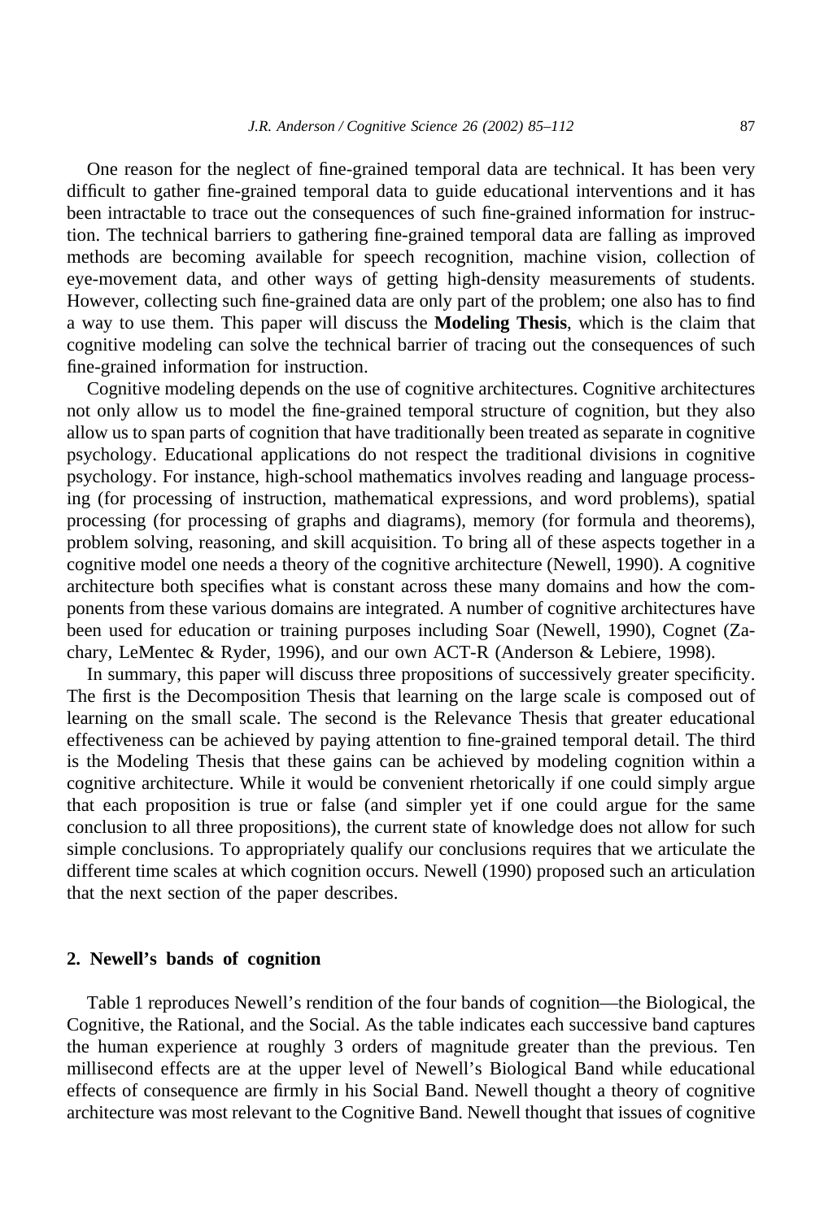One reason for the neglect of fine-grained temporal data are technical. It has been very difficult to gather fine-grained temporal data to guide educational interventions and it has been intractable to trace out the consequences of such fine-grained information for instruction. The technical barriers to gathering fine-grained temporal data are falling as improved methods are becoming available for speech recognition, machine vision, collection of eye-movement data, and other ways of getting high-density measurements of students. However, collecting such fine-grained data are only part of the problem; one also has to find a way to use them. This paper will discuss the **Modeling Thesis**, which is the claim that cognitive modeling can solve the technical barrier of tracing out the consequences of such fine-grained information for instruction.

Cognitive modeling depends on the use of cognitive architectures. Cognitive architectures not only allow us to model the fine-grained temporal structure of cognition, but they also allow us to span parts of cognition that have traditionally been treated as separate in cognitive psychology. Educational applications do not respect the traditional divisions in cognitive psychology. For instance, high-school mathematics involves reading and language processing (for processing of instruction, mathematical expressions, and word problems), spatial processing (for processing of graphs and diagrams), memory (for formula and theorems), problem solving, reasoning, and skill acquisition. To bring all of these aspects together in a cognitive model one needs a theory of the cognitive architecture (Newell, 1990). A cognitive architecture both specifies what is constant across these many domains and how the components from these various domains are integrated. A number of cognitive architectures have been used for education or training purposes including Soar (Newell, 1990), Cognet (Zachary, LeMentec & Ryder, 1996), and our own ACT-R (Anderson & Lebiere, 1998).

In summary, this paper will discuss three propositions of successively greater specificity. The first is the Decomposition Thesis that learning on the large scale is composed out of learning on the small scale. The second is the Relevance Thesis that greater educational effectiveness can be achieved by paying attention to fine-grained temporal detail. The third is the Modeling Thesis that these gains can be achieved by modeling cognition within a cognitive architecture. While it would be convenient rhetorically if one could simply argue that each proposition is true or false (and simpler yet if one could argue for the same conclusion to all three propositions), the current state of knowledge does not allow for such simple conclusions. To appropriately qualify our conclusions requires that we articulate the different time scales at which cognition occurs. Newell (1990) proposed such an articulation that the next section of the paper describes.

## 2. Newell's bands of cognition

Table 1 reproduces Newell's rendition of the four bands of cognition—the Biological, the Cognitive, the Rational, and the Social. As the table indicates each successive band captures the human experience at roughly 3 orders of magnitude greater than the previous. Ten millisecond effects are at the upper level of Newell's Biological Band while educational effects of consequence are firmly in his Social Band. Newell thought a theory of cognitive architecture was most relevant to the Cognitive Band. Newell thought that issues of cognitive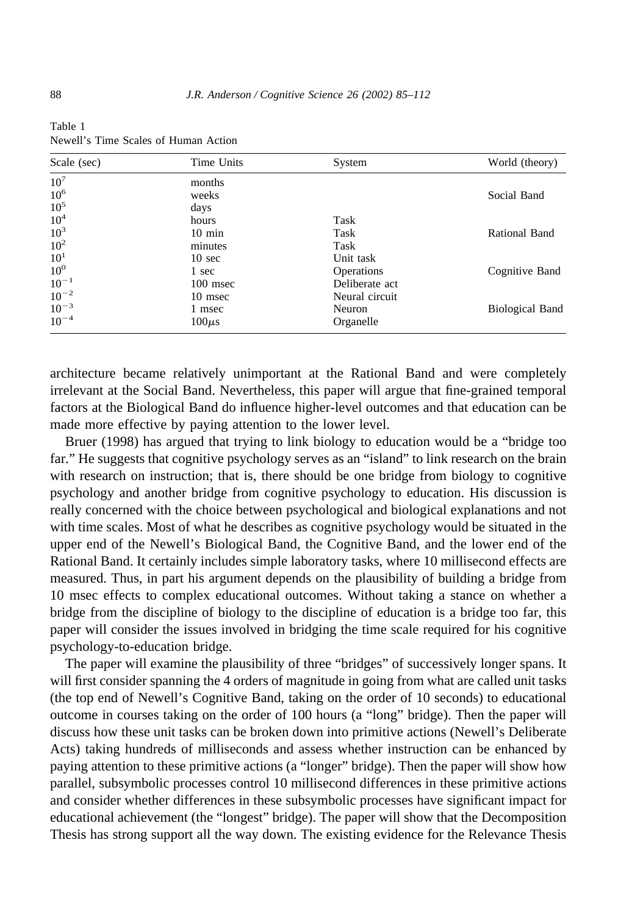Table 1
Newell's Time Scales of Human Action

| Scale (sec) | Time Units | System | World (theory) |
|---|---|---|---|
| $10^7$ | months | | |
| $10^6$ | weeks | | Social Band |
| $10^5$ | days | | |
| $10^4$ | hours | Task | |
| $10^3$ | 10 min | Task | Rational Band |
| $10^2$ | minutes | Task | |
| $10^1$ | 10 sec | Unit task | |
| $10^0$ | 1 sec | Operations | Cognitive Band |
| $10^{-1}$ | 100 msec | Deliberate act | |
| $10^{-2}$ | 10 msec | Neural circuit | |
| $10^{-3}$ | 1 msec | Neuron | Biological Band |
| $10^{-4}$ | $100\mu s$ | Organelle | |

architecture became relatively unimportant at the Rational Band and were completely irrelevant at the Social Band. Nevertheless, this paper will argue that fine-grained temporal factors at the Biological Band do influence higher-level outcomes and that education can be made more effective by paying attention to the lower level.

Bruer (1998) has argued that trying to link biology to education would be a "bridge too far." He suggests that cognitive psychology serves as an "island" to link research on the brain with research on instruction; that is, there should be one bridge from biology to cognitive psychology and another bridge from cognitive psychology to education. His discussion is really concerned with the choice between psychological and biological explanations and not with time scales. Most of what he describes as cognitive psychology would be situated in the upper end of the Newell's Biological Band, the Cognitive Band, and the lower end of the Rational Band. It certainly includes simple laboratory tasks, where 10 millisecond effects are measured. Thus, in part his argument depends on the plausibility of building a bridge from 10 msec effects to complex educational outcomes. Without taking a stance on whether a bridge from the discipline of biology to the discipline of education is a bridge too far, this paper will consider the issues involved in bridging the time scale required for his cognitive psychology-to-education bridge.

The paper will examine the plausibility of three "bridges" of successively longer spans. It will first consider spanning the 4 orders of magnitude in going from what are called unit tasks (the top end of Newell's Cognitive Band, taking on the order of 10 seconds) to educational outcome in courses taking on the order of 100 hours (a "long" bridge). Then the paper will discuss how these unit tasks can be broken down into primitive actions (Newell's Deliberate Acts) taking hundreds of milliseconds and assess whether instruction can be enhanced by paying attention to these primitive actions (a "longer" bridge). Then the paper will show how parallel, subsymbolic processes control 10 millisecond differences in these primitive actions and consider whether differences in these subsymbolic processes have significant impact for educational achievement (the "longest" bridge). The paper will show that the Decomposition Thesis has strong support all the way down. The existing evidence for the Relevance Thesis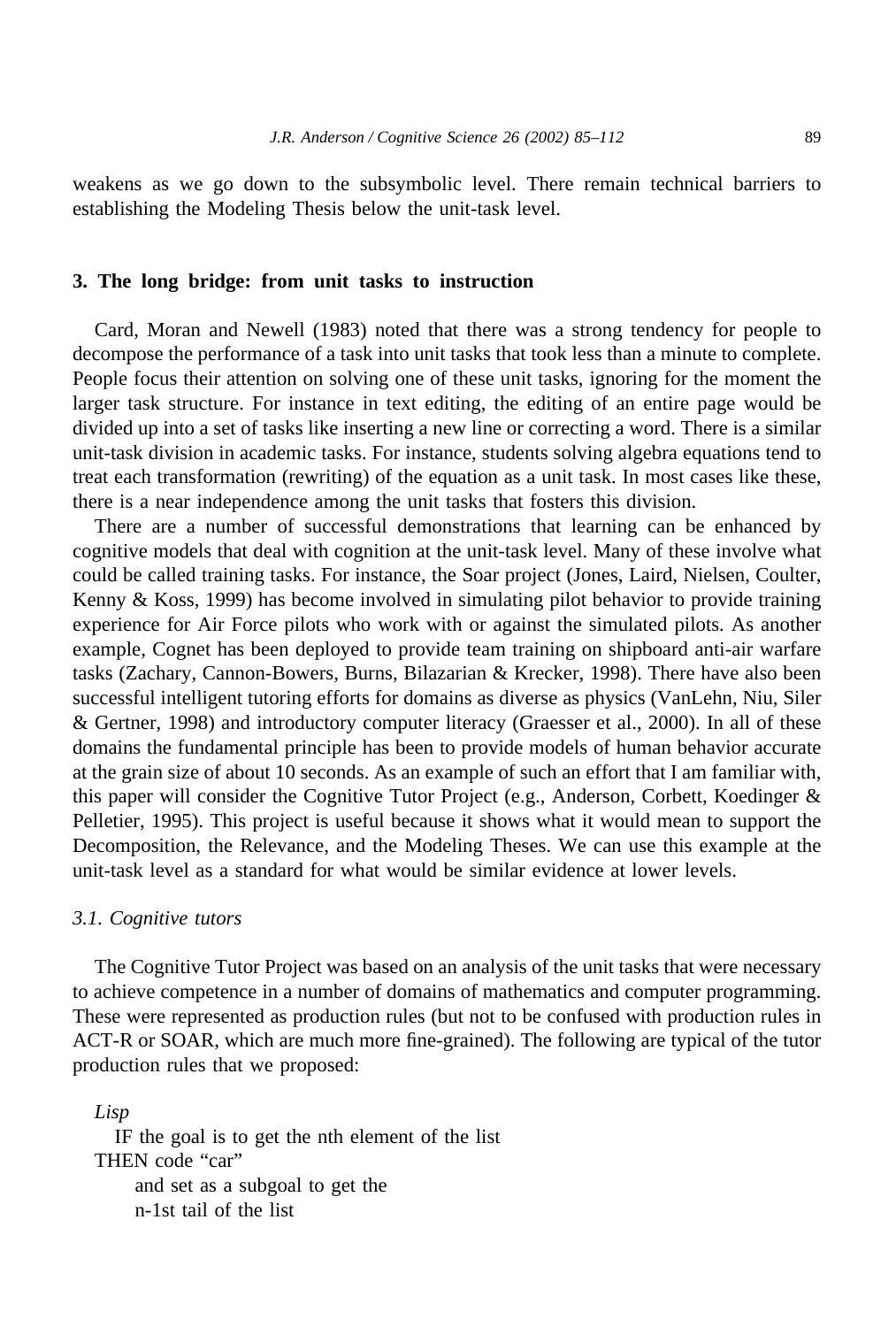weakens as we go down to the subsymbolic level. There remain technical barriers to establishing the Modeling Thesis below the unit-task level.

## 3. The long bridge: from unit tasks to instruction

Card, Moran and Newell (1983) noted that there was a strong tendency for people to decompose the performance of a task into unit tasks that took less than a minute to complete. People focus their attention on solving one of these unit tasks, ignoring for the moment the larger task structure. For instance in text editing, the editing of an entire page would be divided up into a set of tasks like inserting a new line or correcting a word. There is a similar unit-task division in academic tasks. For instance, students solving algebra equations tend to treat each transformation (rewriting) of the equation as a unit task. In most cases like these, there is a near independence among the unit tasks that fosters this division.

There are a number of successful demonstrations that learning can be enhanced by cognitive models that deal with cognition at the unit-task level. Many of these involve what could be called training tasks. For instance, the Soar project (Jones, Laird, Nielsen, Coulter, Kenny & Koss, 1999) has become involved in simulating pilot behavior to provide training experience for Air Force pilots who work with or against the simulated pilots. As another example, Cognet has been deployed to provide team training on shipboard anti-air warfare tasks (Zachary, Cannon-Bowers, Burns, Bilazarian & Krecker, 1998). There have also been successful intelligent tutoring efforts for domains as diverse as physics (VanLehn, Niu, Siler & Gertner, 1998) and introductory computer literacy (Graesser et al., 2000). In all of these domains the fundamental principle has been to provide models of human behavior accurate at the grain size of about 10 seconds. As an example of such an effort that I am familiar with, this paper will consider the Cognitive Tutor Project (e.g., Anderson, Corbett, Koedinger & Pelletier, 1995). This project is useful because it shows what it would mean to support the Decomposition, the Relevance, and the Modeling Theses. We can use this example at the unit-task level as a standard for what would be similar evidence at lower levels.

### *3.1. Cognitive tutors*

The Cognitive Tutor Project was based on an analysis of the unit tasks that were necessary to achieve competence in a number of domains of mathematics and computer programming. These were represented as production rules (but not to be confused with production rules in ACT-R or SOAR, which are much more fine-grained). The following are typical of the tutor production rules that we proposed:

*Lisp*

IF the goal is to get the nth element of the list
THEN code "car"
and set as a subgoal to get the
n-1st tail of the list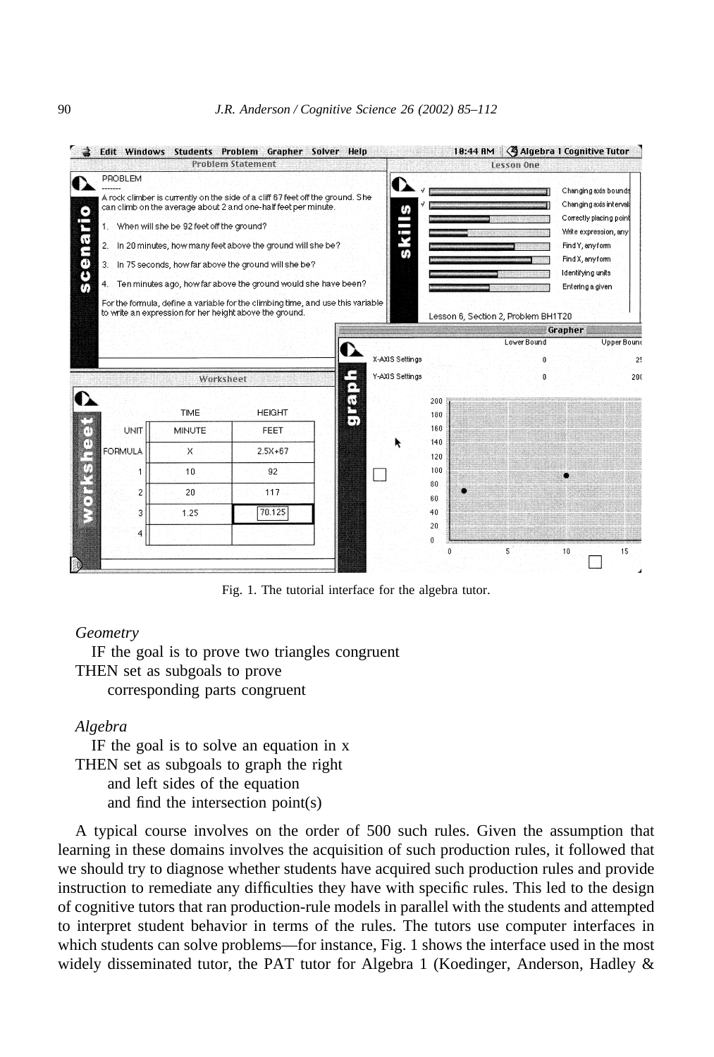Fig. 1. The tutorial interface for the algebra tutor.

*Geometry*

IF the goal is to prove two triangles congruent
THEN set as subgoals to prove
corresponding parts congruent

*Algebra*

IF the goal is to solve an equation in x
THEN set as subgoals to graph the right
and left sides of the equation
and find the intersection point(s)

A typical course involves on the order of 500 such rules. Given the assumption that learning in these domains involves the acquisition of such production rules, it followed that we should try to diagnose whether students have acquired such production rules and provide instruction to remediate any difficulties they have with specific rules. This led to the design of cognitive tutors that ran production-rule models in parallel with the students and attempted to interpret student behavior in terms of the rules. The tutors use computer interfaces in which students can solve problems—for instance, Fig. 1 shows the interface used in the most widely disseminated tutor, the PAT tutor for Algebra 1 (Koedinger, Anderson, Hadley &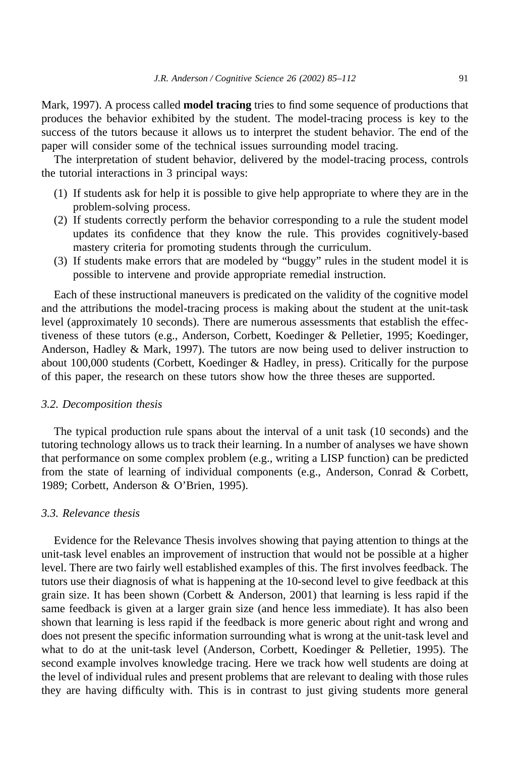Mark, 1997). A process called **model tracing** tries to find some sequence of productions that produces the behavior exhibited by the student. The model-tracing process is key to the success of the tutors because it allows us to interpret the student behavior. The end of the paper will consider some of the technical issues surrounding model tracing.

The interpretation of student behavior, delivered by the model-tracing process, controls the tutorial interactions in 3 principal ways:

(1) If students ask for help it is possible to give help appropriate to where they are in the problem-solving process.
(2) If students correctly perform the behavior corresponding to a rule the student model updates its confidence that they know the rule. This provides cognitively-based mastery criteria for promoting students through the curriculum.
(3) If students make errors that are modeled by "buggy" rules in the student model it is possible to intervene and provide appropriate remedial instruction.

Each of these instructional maneuvers is predicated on the validity of the cognitive model and the attributions the model-tracing process is making about the student at the unit-task level (approximately 10 seconds). There are numerous assessments that establish the effectiveness of these tutors (e.g., Anderson, Corbett, Koedinger & Pelletier, 1995; Koedinger, Anderson, Hadley & Mark, 1997). The tutors are now being used to deliver instruction to about 100,000 students (Corbett, Koedinger & Hadley, in press). Critically for the purpose of this paper, the research on these tutors show how the three theses are supported.

### *3.2. Decomposition thesis*

The typical production rule spans about the interval of a unit task (10 seconds) and the tutoring technology allows us to track their learning. In a number of analyses we have shown that performance on some complex problem (e.g., writing a LISP function) can be predicted from the state of learning of individual components (e.g., Anderson, Conrad & Corbett, 1989; Corbett, Anderson & O'Brien, 1995).

### *3.3. Relevance thesis*

Evidence for the Relevance Thesis involves showing that paying attention to things at the unit-task level enables an improvement of instruction that would not be possible at a higher level. There are two fairly well established examples of this. The first involves feedback. The tutors use their diagnosis of what is happening at the 10-second level to give feedback at this grain size. It has been shown (Corbett & Anderson, 2001) that learning is less rapid if the same feedback is given at a larger grain size (and hence less immediate). It has also been shown that learning is less rapid if the feedback is more generic about right and wrong and does not present the specific information surrounding what is wrong at the unit-task level and what to do at the unit-task level (Anderson, Corbett, Koedinger & Pelletier, 1995). The second example involves knowledge tracing. Here we track how well students are doing at the level of individual rules and present problems that are relevant to dealing with those rules they are having difficulty with. This is in contrast to just giving students more general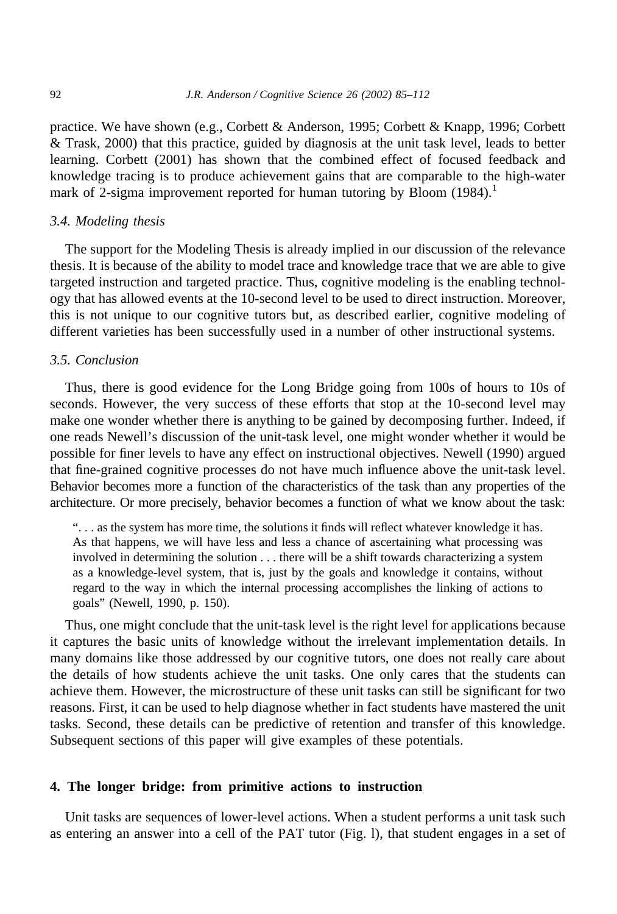practice. We have shown (e.g., Corbett & Anderson, 1995; Corbett & Knapp, 1996; Corbett & Trask, 2000) that this practice, guided by diagnosis at the unit task level, leads to better learning. Corbett (2001) has shown that the combined effect of focused feedback and knowledge tracing is to produce achievement gains that are comparable to the high-water mark of 2-sigma improvement reported for human tutoring by Bloom (1984).[1]

### *3.4. Modeling thesis*

The support for the Modeling Thesis is already implied in our discussion of the relevance thesis. It is because of the ability to model trace and knowledge trace that we are able to give targeted instruction and targeted practice. Thus, cognitive modeling is the enabling technology that has allowed events at the 10-second level to be used to direct instruction. Moreover, this is not unique to our cognitive tutors but, as described earlier, cognitive modeling of different varieties has been successfully used in a number of other instructional systems.

### *3.5. Conclusion*

Thus, there is good evidence for the Long Bridge going from 100s of hours to 10s of seconds. However, the very success of these efforts that stop at the 10-second level may make one wonder whether there is anything to be gained by decomposing further. Indeed, if one reads Newell's discussion of the unit-task level, one might wonder whether it would be possible for finer levels to have any effect on instructional objectives. Newell (1990) argued that fine-grained cognitive processes do not have much influence above the unit-task level. Behavior becomes more a function of the characteristics of the task than any properties of the architecture. Or more precisely, behavior becomes a function of what we know about the task:

> ". . . as the system has more time, the solutions it finds will reflect whatever knowledge it has. As that happens, we will have less and less a chance of ascertaining what processing was involved in determining the solution . . . there will be a shift towards characterizing a system as a knowledge-level system, that is, just by the goals and knowledge it contains, without regard to the way in which the internal processing accomplishes the linking of actions to goals" (Newell, 1990, p. 150).

Thus, one might conclude that the unit-task level is the right level for applications because it captures the basic units of knowledge without the irrelevant implementation details. In many domains like those addressed by our cognitive tutors, one does not really care about the details of how students achieve the unit tasks. One only cares that the students can achieve them. However, the microstructure of these unit tasks can still be significant for two reasons. First, it can be used to help diagnose whether in fact students have mastered the unit tasks. Second, these details can be predictive of retention and transfer of this knowledge. Subsequent sections of this paper will give examples of these potentials.

## 4. The longer bridge: from primitive actions to instruction

Unit tasks are sequences of lower-level actions. When a student performs a unit task such as entering an answer into a cell of the PAT tutor (Fig. l), that student engages in a set of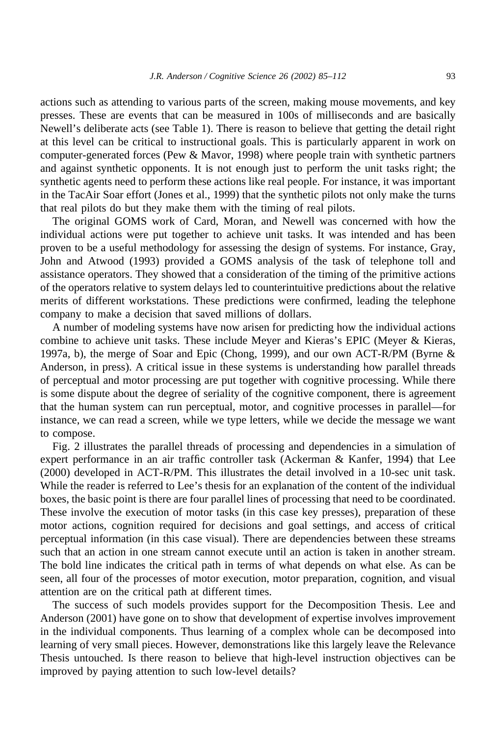actions such as attending to various parts of the screen, making mouse movements, and key presses. These are events that can be measured in 100s of milliseconds and are basically Newell's deliberate acts (see Table 1). There is reason to believe that getting the detail right at this level can be critical to instructional goals. This is particularly apparent in work on computer-generated forces (Pew & Mavor, 1998) where people train with synthetic partners and against synthetic opponents. It is not enough just to perform the unit tasks right; the synthetic agents need to perform these actions like real people. For instance, it was important in the TacAir Soar effort (Jones et al., 1999) that the synthetic pilots not only make the turns that real pilots do but they make them with the timing of real pilots.

The original GOMS work of Card, Moran, and Newell was concerned with how the individual actions were put together to achieve unit tasks. It was intended and has been proven to be a useful methodology for assessing the design of systems. For instance, Gray, John and Atwood (1993) provided a GOMS analysis of the task of telephone toll and assistance operators. They showed that a consideration of the timing of the primitive actions of the operators relative to system delays led to counterintuitive predictions about the relative merits of different workstations. These predictions were confirmed, leading the telephone company to make a decision that saved millions of dollars.

A number of modeling systems have now arisen for predicting how the individual actions combine to achieve unit tasks. These include Meyer and Kieras's EPIC (Meyer & Kieras, 1997a, b), the merge of Soar and Epic (Chong, 1999), and our own ACT-R/PM (Byrne & Anderson, in press). A critical issue in these systems is understanding how parallel threads of perceptual and motor processing are put together with cognitive processing. While there is some dispute about the degree of seriality of the cognitive component, there is agreement that the human system can run perceptual, motor, and cognitive processes in parallel—for instance, we can read a screen, while we type letters, while we decide the message we want to compose.

Fig. 2 illustrates the parallel threads of processing and dependencies in a simulation of expert performance in an air traffic controller task (Ackerman & Kanfer, 1994) that Lee (2000) developed in ACT-R/PM. This illustrates the detail involved in a 10-sec unit task. While the reader is referred to Lee's thesis for an explanation of the content of the individual boxes, the basic point is there are four parallel lines of processing that need to be coordinated. These involve the execution of motor tasks (in this case key presses), preparation of these motor actions, cognition required for decisions and goal settings, and access of critical perceptual information (in this case visual). There are dependencies between these streams such that an action in one stream cannot execute until an action is taken in another stream. The bold line indicates the critical path in terms of what depends on what else. As can be seen, all four of the processes of motor execution, motor preparation, cognition, and visual attention are on the critical path at different times.

The success of such models provides support for the Decomposition Thesis. Lee and Anderson (2001) have gone on to show that development of expertise involves improvement in the individual components. Thus learning of a complex whole can be decomposed into learning of very small pieces. However, demonstrations like this largely leave the Relevance Thesis untouched. Is there reason to believe that high-level instruction objectives can be improved by paying attention to such low-level details?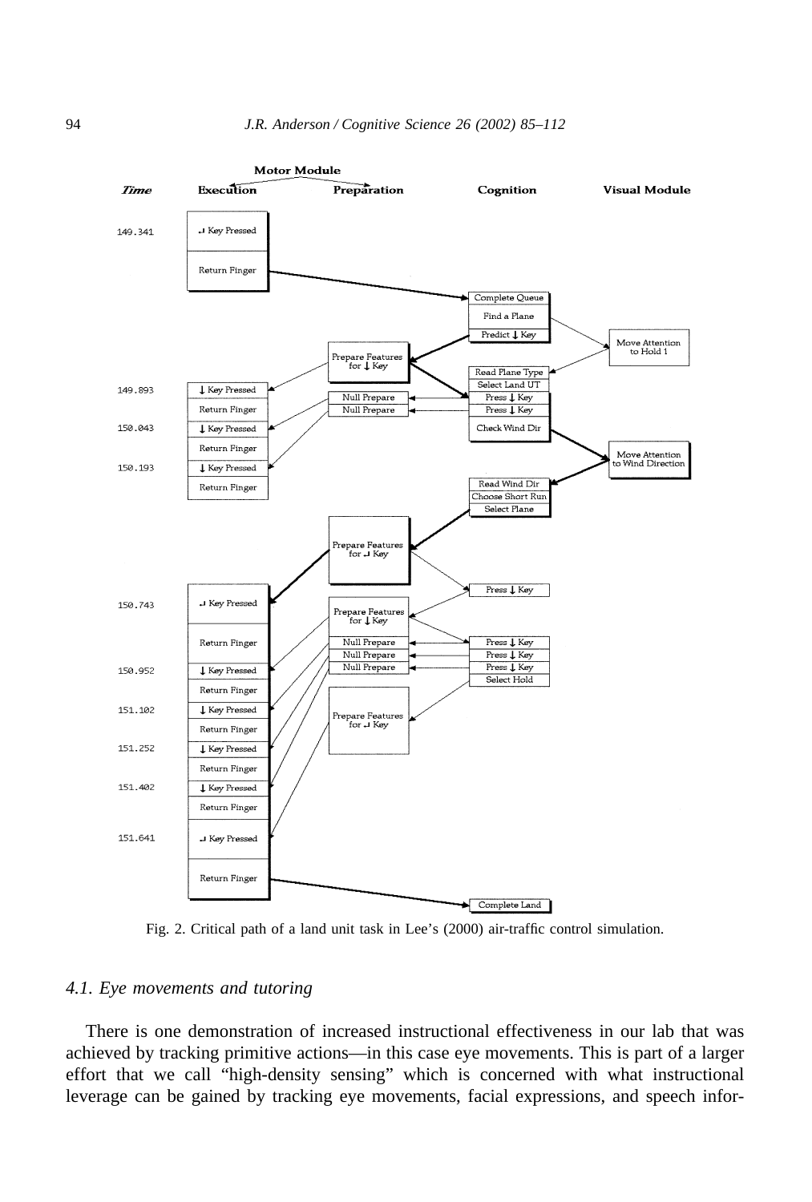Fig. 2. Critical path of a land unit task in Lee's (2000) air-traffic control simulation.

### 4.1. Eye movements and tutoring

There is one demonstration of increased instructional effectiveness in our lab that was achieved by tracking primitive actions—in this case eye movements. This is part of a larger effort that we call "high-density sensing" which is concerned with what instructional leverage can be gained by tracking eye movements, facial expressions, and speech infor-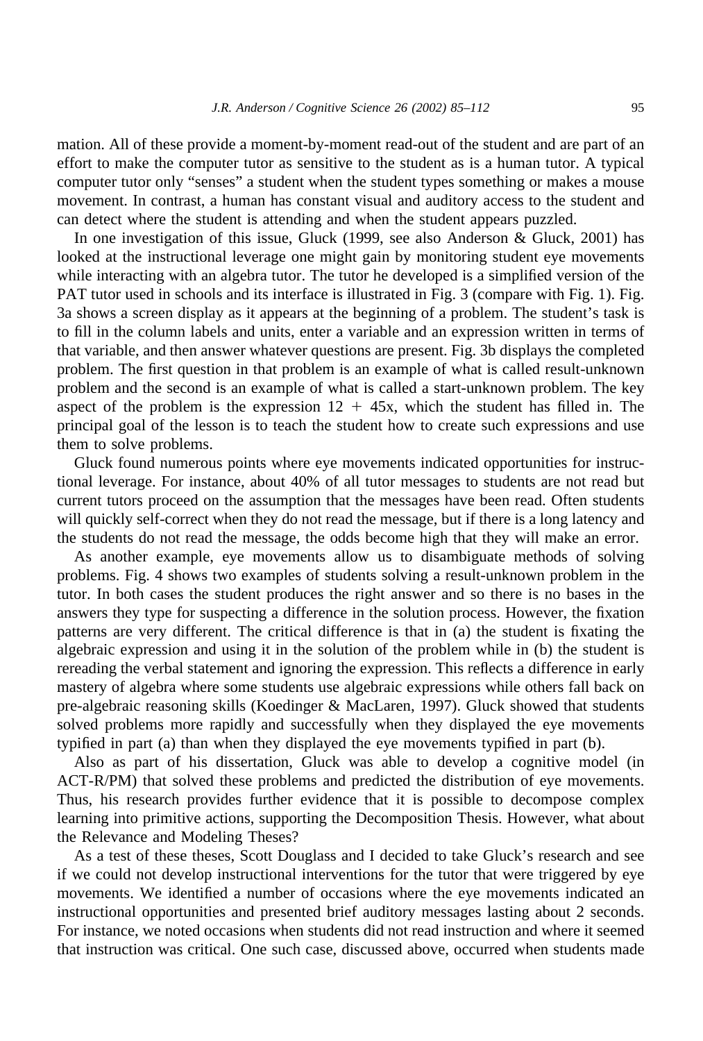mation. All of these provide a moment-by-moment read-out of the student and are part of an effort to make the computer tutor as sensitive to the student as is a human tutor. A typical computer tutor only "senses" a student when the student types something or makes a mouse movement. In contrast, a human has constant visual and auditory access to the student and can detect where the student is attending and when the student appears puzzled.

In one investigation of this issue, Gluck (1999, see also Anderson & Gluck, 2001) has looked at the instructional leverage one might gain by monitoring student eye movements while interacting with an algebra tutor. The tutor he developed is a simplified version of the PAT tutor used in schools and its interface is illustrated in Fig. 3 (compare with Fig. 1). Fig. 3a shows a screen display as it appears at the beginning of a problem. The student's task is to fill in the column labels and units, enter a variable and an expression written in terms of that variable, and then answer whatever questions are present. Fig. 3b displays the completed problem. The first question in that problem is an example of what is called result-unknown problem and the second is an example of what is called a start-unknown problem. The key aspect of the problem is the expression $12 + 45x$, which the student has filled in. The principal goal of the lesson is to teach the student how to create such expressions and use them to solve problems.

Gluck found numerous points where eye movements indicated opportunities for instructional leverage. For instance, about 40% of all tutor messages to students are not read but current tutors proceed on the assumption that the messages have been read. Often students will quickly self-correct when they do not read the message, but if there is a long latency and the students do not read the message, the odds become high that they will make an error.

As another example, eye movements allow us to disambiguate methods of solving problems. Fig. 4 shows two examples of students solving a result-unknown problem in the tutor. In both cases the student produces the right answer and so there is no bases in the answers they type for suspecting a difference in the solution process. However, the fixation patterns are very different. The critical difference is that in (a) the student is fixating the algebraic expression and using it in the solution of the problem while in (b) the student is rereading the verbal statement and ignoring the expression. This reflects a difference in early mastery of algebra where some students use algebraic expressions while others fall back on pre-algebraic reasoning skills (Koedinger & MacLaren, 1997). Gluck showed that students solved problems more rapidly and successfully when they displayed the eye movements typified in part (a) than when they displayed the eye movements typified in part (b).

Also as part of his dissertation, Gluck was able to develop a cognitive model (in ACT-R/PM) that solved these problems and predicted the distribution of eye movements. Thus, his research provides further evidence that it is possible to decompose complex learning into primitive actions, supporting the Decomposition Thesis. However, what about the Relevance and Modeling Theses?

As a test of these theses, Scott Douglass and I decided to take Gluck's research and see if we could not develop instructional interventions for the tutor that were triggered by eye movements. We identified a number of occasions where the eye movements indicated an instructional opportunities and presented brief auditory messages lasting about 2 seconds. For instance, we noted occasions when students did not read instruction and where it seemed that instruction was critical. One such case, discussed above, occurred when students made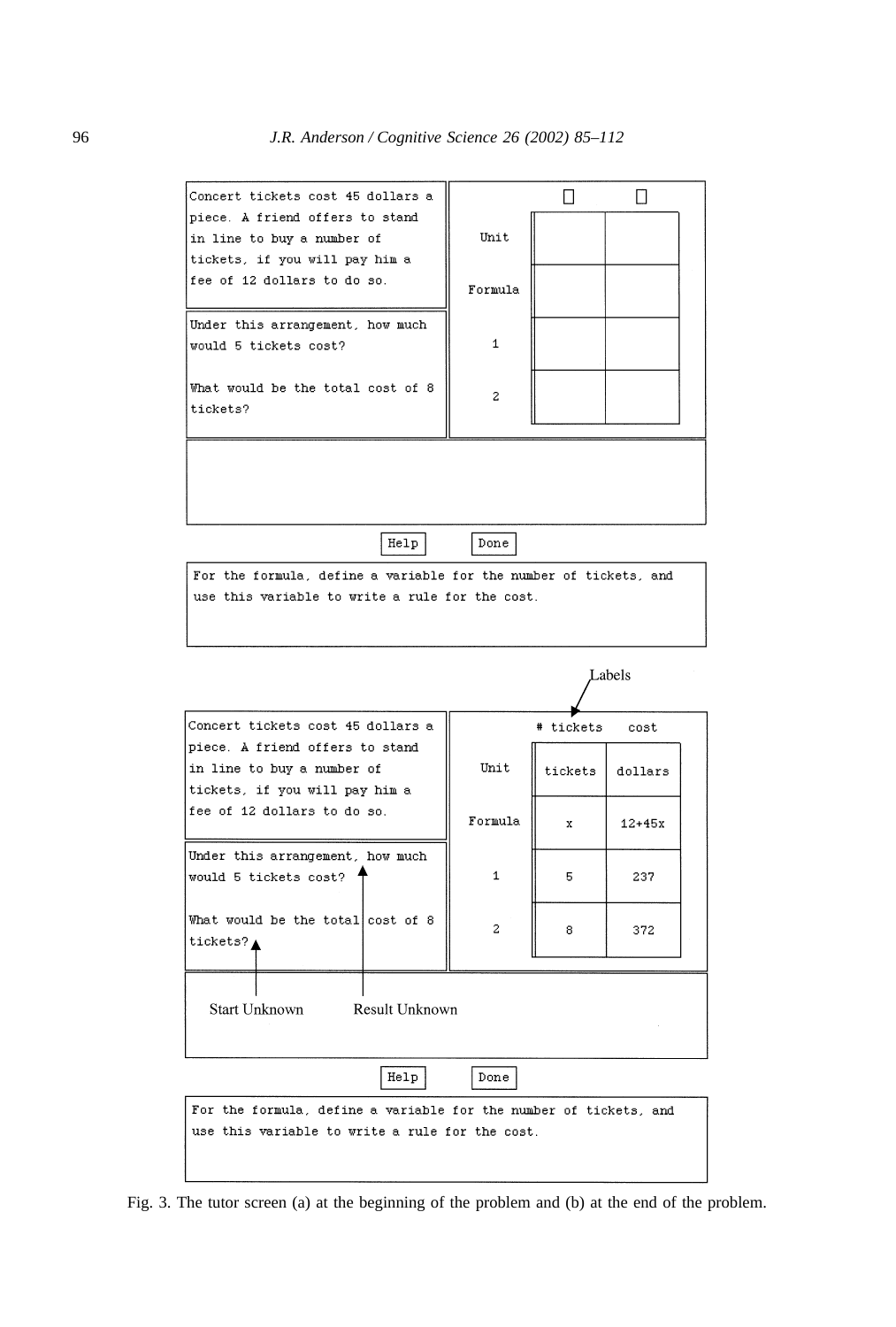Concert tickets cost 45 dollars a piece. A friend offers to stand in line to buy a number of tickets, if you will pay him a fee of 12 dollars to do so.

Under this arrangement, how much would 5 tickets cost?

What would be the total cost of 8 tickets?

| | | |
|---|---|---|
| Unit | | |
| Formula | | |
| 1 | | |
| 2 | | |

Help　　Done

For the formula, define a variable for the number of tickets, and use this variable to write a rule for the cost.

Labels

Concert tickets cost 45 dollars a piece. A friend offers to stand in line to buy a number of tickets, if you will pay him a fee of 12 dollars to do so.

Under this arrangement, how much would 5 tickets cost?

What would be the total cost of 8 tickets?

| | # tickets | cost |
|---|---|---|
| Unit | tickets | dollars |
| Formula | x | 12+45x |
| 1 | 5 | 237 |
| 2 | 8 | 372 |

Start Unknown　　Result Unknown

Help　　Done

For the formula, define a variable for the number of tickets, and use this variable to write a rule for the cost.

Fig. 3. The tutor screen (a) at the beginning of the problem and (b) at the end of the problem.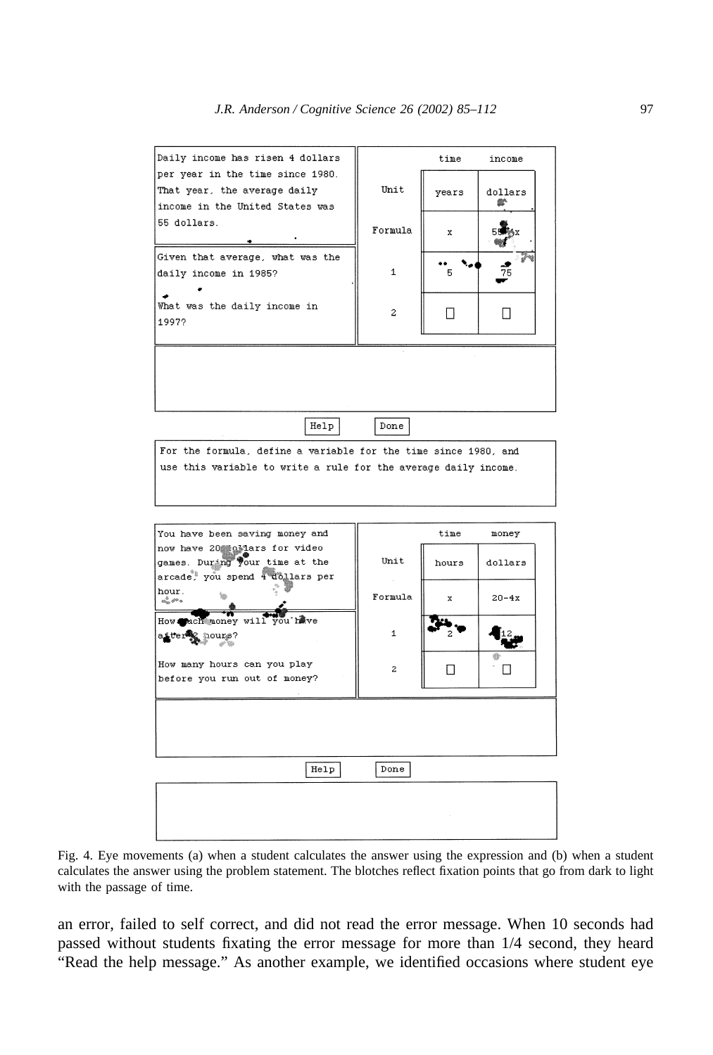Fig. 4. Eye movements (a) when a student calculates the answer using the expression and (b) when a student calculates the answer using the problem statement. The blotches reflect fixation points that go from dark to light with the passage of time.

an error, failed to self correct, and did not read the error message. When 10 seconds had passed without students fixating the error message for more than 1/4 second, they heard "Read the help message." As another example, we identified occasions where student eye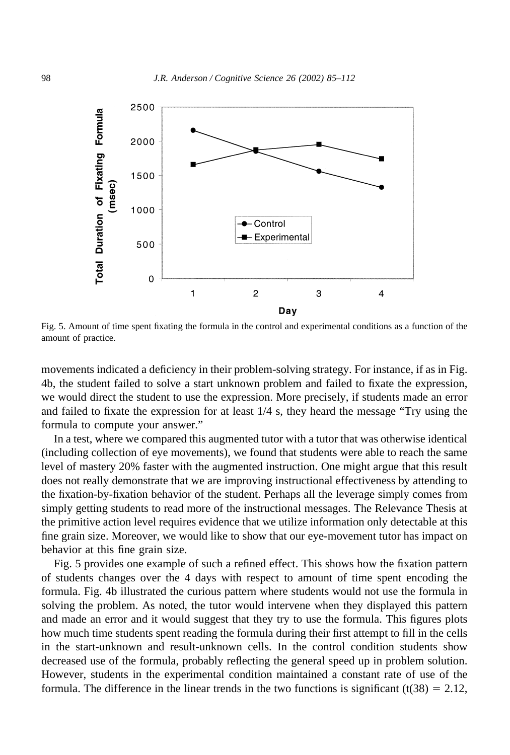Fig. 5. Amount of time spent fixating the formula in the control and experimental conditions as a function of the amount of practice.

movements indicated a deficiency in their problem-solving strategy. For instance, if as in Fig. 4b, the student failed to solve a start unknown problem and failed to fixate the expression, we would direct the student to use the expression. More precisely, if students made an error and failed to fixate the expression for at least 1/4 s, they heard the message "Try using the formula to compute your answer."

In a test, where we compared this augmented tutor with a tutor that was otherwise identical (including collection of eye movements), we found that students were able to reach the same level of mastery 20% faster with the augmented instruction. One might argue that this result does not really demonstrate that we are improving instructional effectiveness by attending to the fixation-by-fixation behavior of the student. Perhaps all the leverage simply comes from simply getting students to read more of the instructional messages. The Relevance Thesis at the primitive action level requires evidence that we utilize information only detectable at this fine grain size. Moreover, we would like to show that our eye-movement tutor has impact on behavior at this fine grain size.

Fig. 5 provides one example of such a refined effect. This shows how the fixation pattern of students changes over the 4 days with respect to amount of time spent encoding the formula. Fig. 4b illustrated the curious pattern where students would not use the formula in solving the problem. As noted, the tutor would intervene when they displayed this pattern and made an error and it would suggest that they try to use the formula. This figures plots how much time students spent reading the formula during their first attempt to fill in the cells in the start-unknown and result-unknown cells. In the control condition students show decreased use of the formula, probably reflecting the general speed up in problem solution. However, students in the experimental condition maintained a constant rate of use of the formula. The difference in the linear trends in the two functions is significant ($t(38) = 2.12$,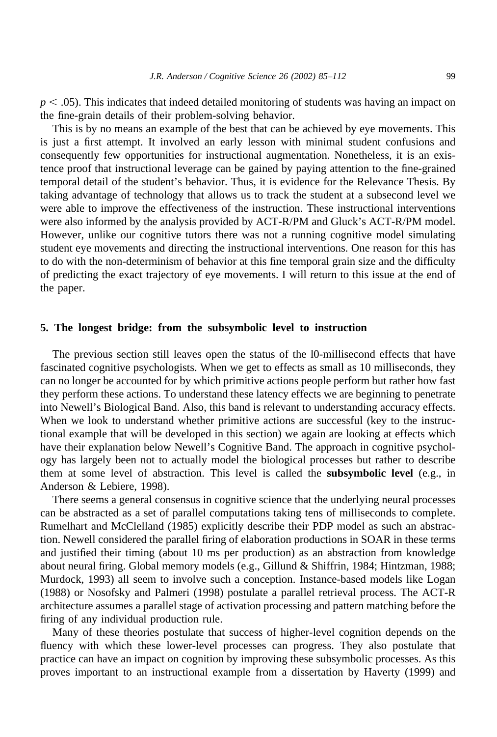$p < .05$). This indicates that indeed detailed monitoring of students was having an impact on the fine-grain details of their problem-solving behavior.

This is by no means an example of the best that can be achieved by eye movements. This is just a first attempt. It involved an early lesson with minimal student confusions and consequently few opportunities for instructional augmentation. Nonetheless, it is an existence proof that instructional leverage can be gained by paying attention to the fine-grained temporal detail of the student's behavior. Thus, it is evidence for the Relevance Thesis. By taking advantage of technology that allows us to track the student at a subsecond level we were able to improve the effectiveness of the instruction. These instructional interventions were also informed by the analysis provided by ACT-R/PM and Gluck's ACT-R/PM model. However, unlike our cognitive tutors there was not a running cognitive model simulating student eye movements and directing the instructional interventions. One reason for this has to do with the non-determinism of behavior at this fine temporal grain size and the difficulty of predicting the exact trajectory of eye movements. I will return to this issue at the end of the paper.

## 5. The longest bridge: from the subsymbolic level to instruction

The previous section still leaves open the status of the l0-millisecond effects that have fascinated cognitive psychologists. When we get to effects as small as 10 milliseconds, they can no longer be accounted for by which primitive actions people perform but rather how fast they perform these actions. To understand these latency effects we are beginning to penetrate into Newell's Biological Band. Also, this band is relevant to understanding accuracy effects. When we look to understand whether primitive actions are successful (key to the instructional example that will be developed in this section) we again are looking at effects which have their explanation below Newell's Cognitive Band. The approach in cognitive psychology has largely been not to actually model the biological processes but rather to describe them at some level of abstraction. This level is called the **subsymbolic level** (e.g., in Anderson & Lebiere, 1998).

There seems a general consensus in cognitive science that the underlying neural processes can be abstracted as a set of parallel computations taking tens of milliseconds to complete. Rumelhart and McClelland (1985) explicitly describe their PDP model as such an abstraction. Newell considered the parallel firing of elaboration productions in SOAR in these terms and justified their timing (about 10 ms per production) as an abstraction from knowledge about neural firing. Global memory models (e.g., Gillund & Shiffrin, 1984; Hintzman, 1988; Murdock, 1993) all seem to involve such a conception. Instance-based models like Logan (1988) or Nosofsky and Palmeri (1998) postulate a parallel retrieval process. The ACT-R architecture assumes a parallel stage of activation processing and pattern matching before the firing of any individual production rule.

Many of these theories postulate that success of higher-level cognition depends on the fluency with which these lower-level processes can progress. They also postulate that practice can have an impact on cognition by improving these subsymbolic processes. As this proves important to an instructional example from a dissertation by Haverty (1999) and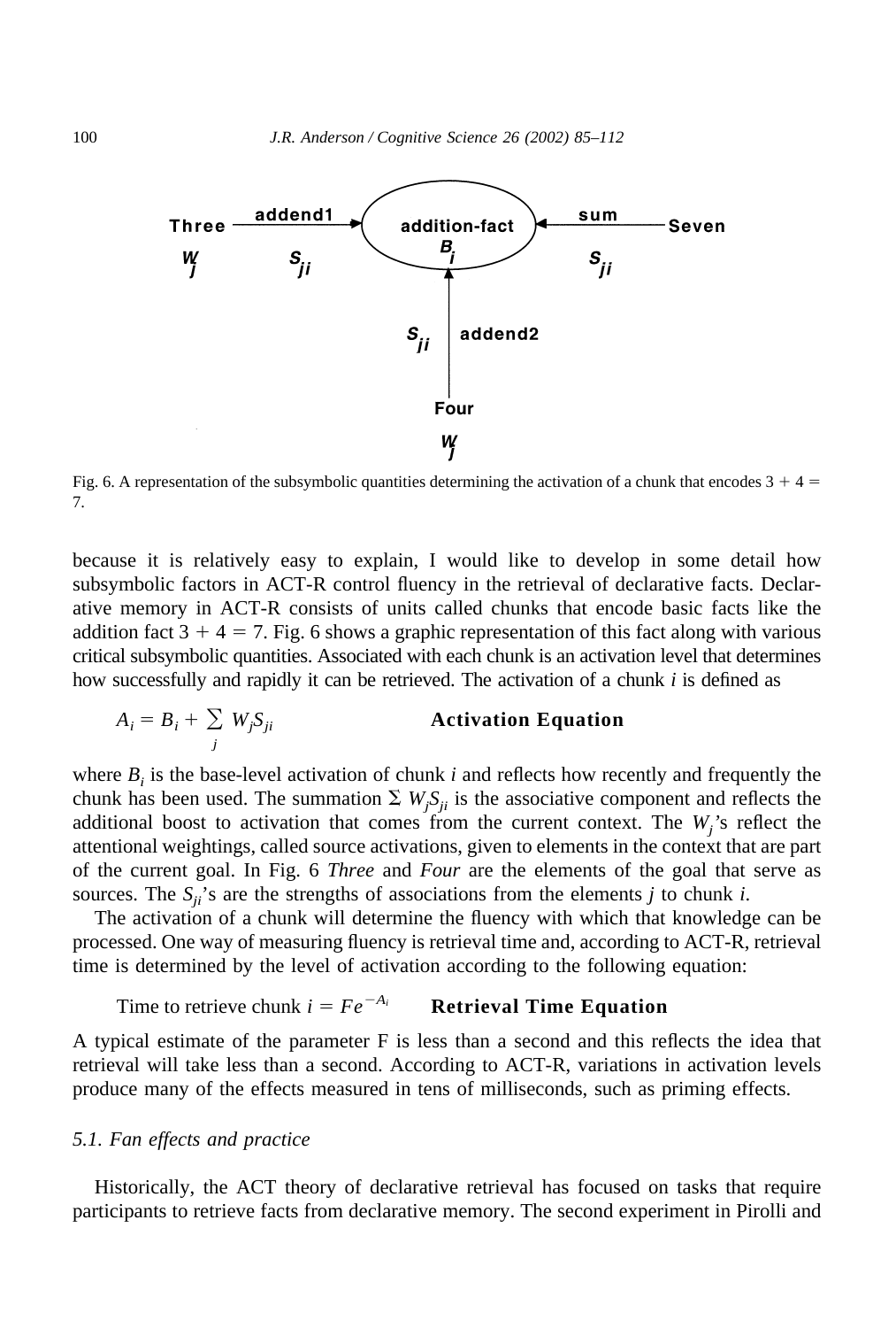Fig. 6. A representation of the subsymbolic quantities determining the activation of a chunk that encodes $3 + 4 = 7$.

because it is relatively easy to explain, I would like to develop in some detail how subsymbolic factors in ACT-R control fluency in the retrieval of declarative facts. Declarative memory in ACT-R consists of units called chunks that encode basic facts like the addition fact $3 + 4 = 7$. Fig. 6 shows a graphic representation of this fact along with various critical subsymbolic quantities. Associated with each chunk is an activation level that determines how successfully and rapidly it can be retrieved. The activation of a chunk *i* is defined as

$$A_i = B_i + \sum_j W_j S_{ji} \qquad \textbf{Activation Equation}$$

where $B_i$ is the base-level activation of chunk *i* and reflects how recently and frequently the chunk has been used. The summation $\Sigma\, W_j S_{ji}$ is the associative component and reflects the additional boost to activation that comes from the current context. The $W_j$'s reflect the attentional weightings, called source activations, given to elements in the context that are part of the current goal. In Fig. 6 *Three* and *Four* are the elements of the goal that serve as sources. The $S_{ji}$'s are the strengths of associations from the elements *j* to chunk *i*.

The activation of a chunk will determine the fluency with which that knowledge can be processed. One way of measuring fluency is retrieval time and, according to ACT-R, retrieval time is determined by the level of activation according to the following equation:

$$\text{Time to retrieve chunk } i = Fe^{-A_i} \qquad \textbf{Retrieval Time Equation}$$

A typical estimate of the parameter F is less than a second and this reflects the idea that retrieval will take less than a second. According to ACT-R, variations in activation levels produce many of the effects measured in tens of milliseconds, such as priming effects.

### *5.1. Fan effects and practice*

Historically, the ACT theory of declarative retrieval has focused on tasks that require participants to retrieve facts from declarative memory. The second experiment in Pirolli and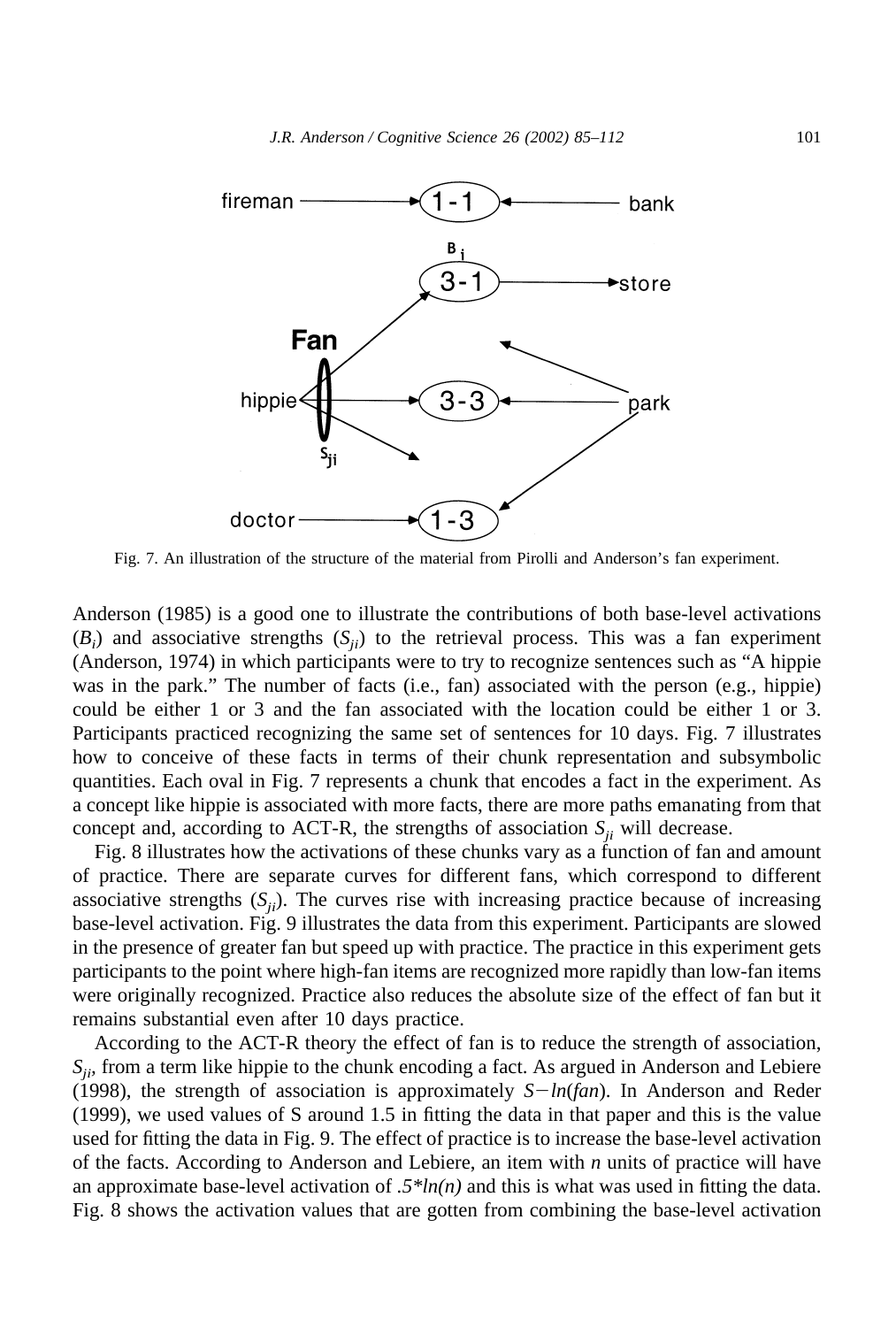Fig. 7. An illustration of the structure of the material from Pirolli and Anderson's fan experiment.

Anderson (1985) is a good one to illustrate the contributions of both base-level activations ($B_i$) and associative strengths ($S_{ji}$) to the retrieval process. This was a fan experiment (Anderson, 1974) in which participants were to try to recognize sentences such as "A hippie was in the park." The number of facts (i.e., fan) associated with the person (e.g., hippie) could be either 1 or 3 and the fan associated with the location could be either 1 or 3. Participants practiced recognizing the same set of sentences for 10 days. Fig. 7 illustrates how to conceive of these facts in terms of their chunk representation and subsymbolic quantities. Each oval in Fig. 7 represents a chunk that encodes a fact in the experiment. As a concept like hippie is associated with more facts, there are more paths emanating from that concept and, according to ACT-R, the strengths of association $S_{ji}$ will decrease.

Fig. 8 illustrates how the activations of these chunks vary as a function of fan and amount of practice. There are separate curves for different fans, which correspond to different associative strengths ($S_{ji}$). The curves rise with increasing practice because of increasing base-level activation. Fig. 9 illustrates the data from this experiment. Participants are slowed in the presence of greater fan but speed up with practice. The practice in this experiment gets participants to the point where high-fan items are recognized more rapidly than low-fan items were originally recognized. Practice also reduces the absolute size of the effect of fan but it remains substantial even after 10 days practice.

According to the ACT-R theory the effect of fan is to reduce the strength of association, $S_{ji}$, from a term like hippie to the chunk encoding a fact. As argued in Anderson and Lebiere (1998), the strength of association is approximately $S - ln(fan)$. In Anderson and Reder (1999), we used values of S around 1.5 in fitting the data in that paper and this is the value used for fitting the data in Fig. 9. The effect of practice is to increase the base-level activation of the facts. According to Anderson and Lebiere, an item with $n$ units of practice will have an approximate base-level activation of $.5*ln(n)$ and this is what was used in fitting the data. Fig. 8 shows the activation values that are gotten from combining the base-level activation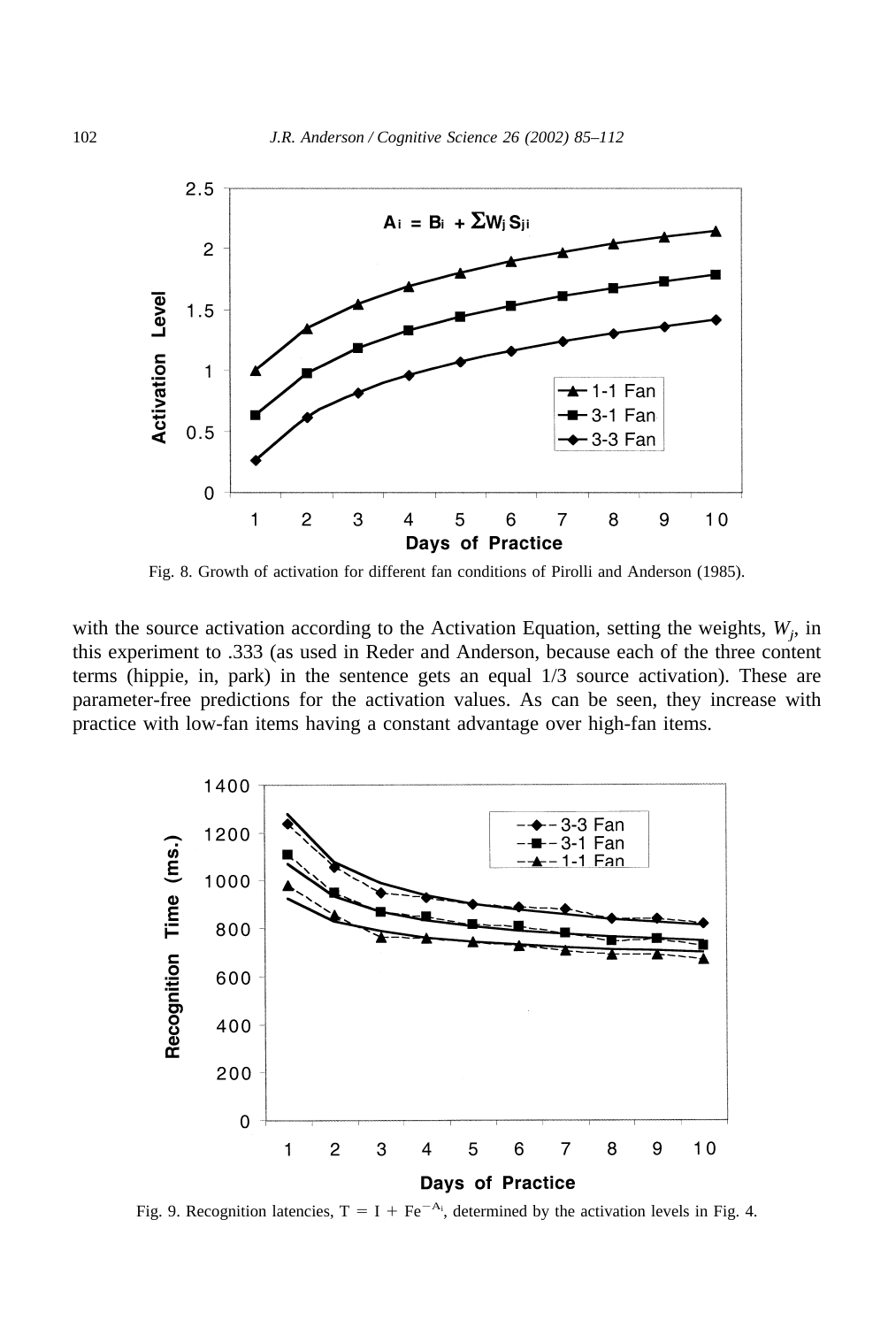Fig. 8. Growth of activation for different fan conditions of Pirolli and Anderson (1985).

with the source activation according to the Activation Equation, setting the weights, $W_j$, in this experiment to .333 (as used in Reder and Anderson, because each of the three content terms (hippie, in, park) in the sentence gets an equal 1/3 source activation). These are parameter-free predictions for the activation values. As can be seen, they increase with practice with low-fan items having a constant advantage over high-fan items.

Fig. 9. Recognition latencies, $T = I + Fe^{-A_i}$, determined by the activation levels in Fig. 4.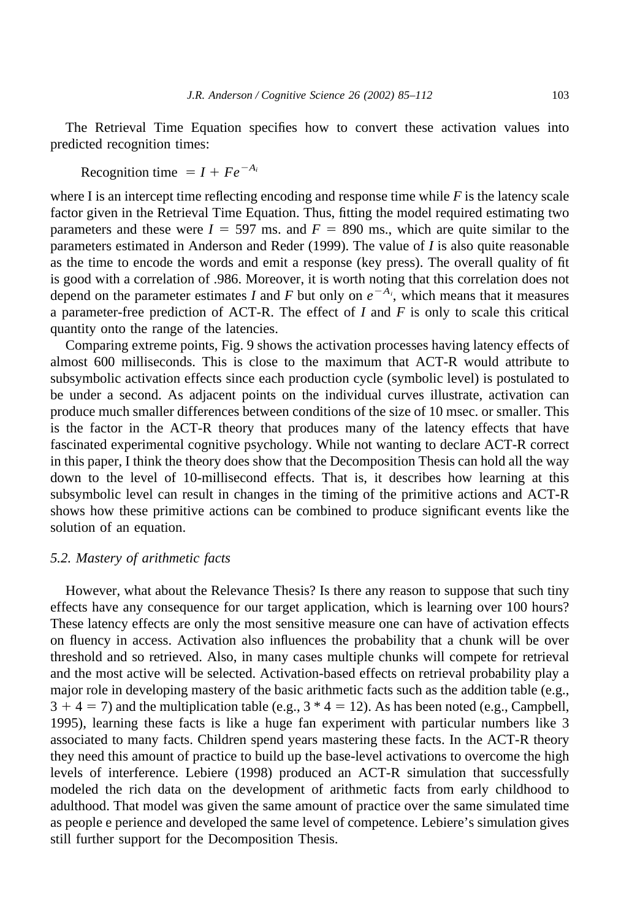The Retrieval Time Equation specifies how to convert these activation values into predicted recognition times:

$$\text{Recognition time} = I + Fe^{-A_i}$$

where I is an intercept time reflecting encoding and response time while $F$ is the latency scale factor given in the Retrieval Time Equation. Thus, fitting the model required estimating two parameters and these were $I = 597$ ms. and $F = 890$ ms., which are quite similar to the parameters estimated in Anderson and Reder (1999). The value of $I$ is also quite reasonable as the time to encode the words and emit a response (key press). The overall quality of fit is good with a correlation of .986. Moreover, it is worth noting that this correlation does not depend on the parameter estimates $I$ and $F$ but only on $e^{-A_i}$, which means that it measures a parameter-free prediction of ACT-R. The effect of $I$ and $F$ is only to scale this critical quantity onto the range of the latencies.

Comparing extreme points, Fig. 9 shows the activation processes having latency effects of almost 600 milliseconds. This is close to the maximum that ACT-R would attribute to subsymbolic activation effects since each production cycle (symbolic level) is postulated to be under a second. As adjacent points on the individual curves illustrate, activation can produce much smaller differences between conditions of the size of 10 msec. or smaller. This is the factor in the ACT-R theory that produces many of the latency effects that have fascinated experimental cognitive psychology. While not wanting to declare ACT-R correct in this paper, I think the theory does show that the Decomposition Thesis can hold all the way down to the level of 10-millisecond effects. That is, it describes how learning at this subsymbolic level can result in changes in the timing of the primitive actions and ACT-R shows how these primitive actions can be combined to produce significant events like the solution of an equation.

### *5.2. Mastery of arithmetic facts*

However, what about the Relevance Thesis? Is there any reason to suppose that such tiny effects have any consequence for our target application, which is learning over 100 hours? These latency effects are only the most sensitive measure one can have of activation effects on fluency in access. Activation also influences the probability that a chunk will be over threshold and so retrieved. Also, in many cases multiple chunks will compete for retrieval and the most active will be selected. Activation-based effects on retrieval probability play a major role in developing mastery of the basic arithmetic facts such as the addition table (e.g., $3 + 4 = 7$) and the multiplication table (e.g., $3 * 4 = 12$). As has been noted (e.g., Campbell, 1995), learning these facts is like a huge fan experiment with particular numbers like 3 associated to many facts. Children spend years mastering these facts. In the ACT-R theory they need this amount of practice to build up the base-level activations to overcome the high levels of interference. Lebiere (1998) produced an ACT-R simulation that successfully modeled the rich data on the development of arithmetic facts from early childhood to adulthood. That model was given the same amount of practice over the same simulated time as people e perience and developed the same level of competence. Lebiere's simulation gives still further support for the Decomposition Thesis.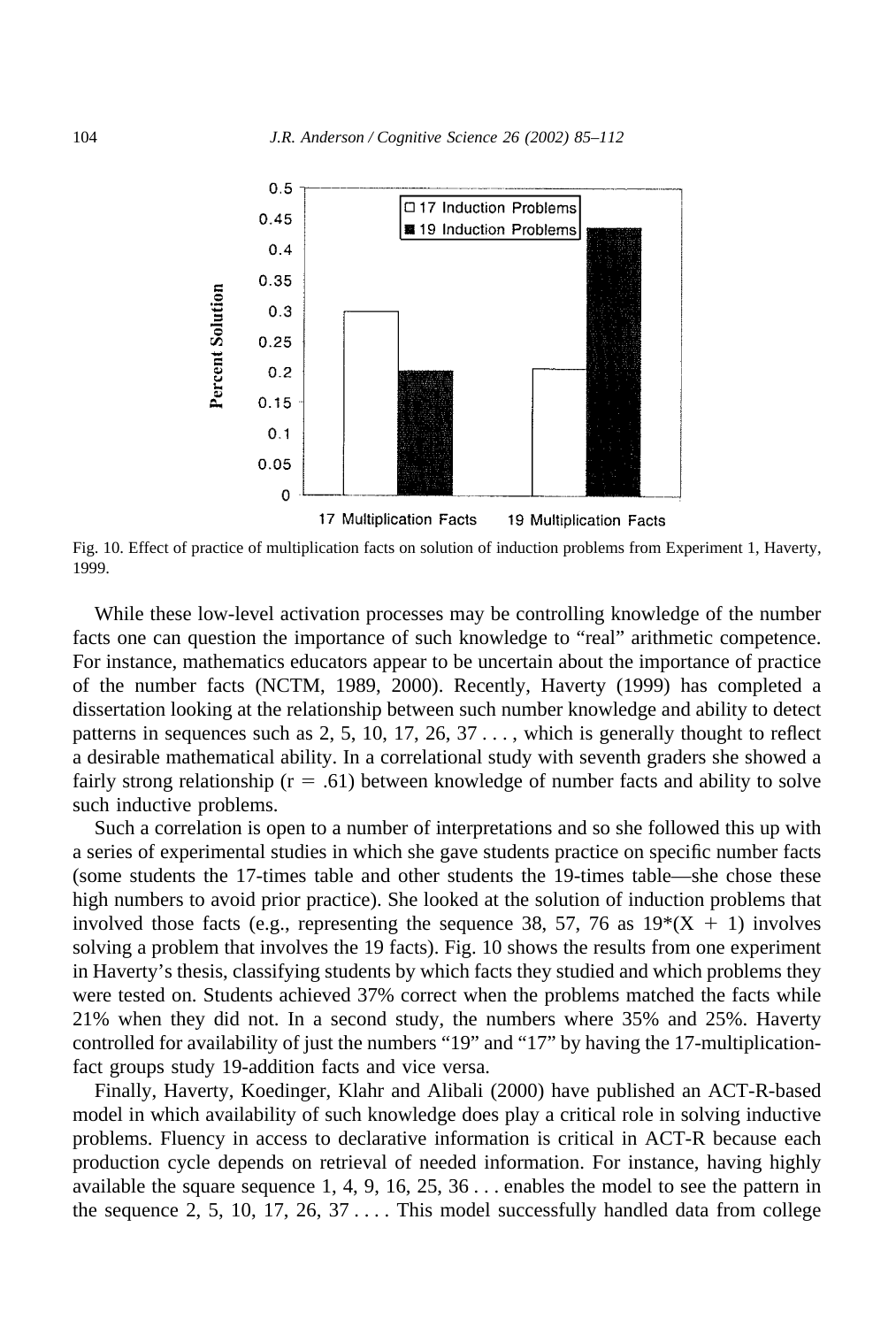Fig. 10. Effect of practice of multiplication facts on solution of induction problems from Experiment 1, Haverty, 1999.

While these low-level activation processes may be controlling knowledge of the number facts one can question the importance of such knowledge to "real" arithmetic competence. For instance, mathematics educators appear to be uncertain about the importance of practice of the number facts (NCTM, 1989, 2000). Recently, Haverty (1999) has completed a dissertation looking at the relationship between such number knowledge and ability to detect patterns in sequences such as 2, 5, 10, 17, 26, 37 . . . , which is generally thought to reflect a desirable mathematical ability. In a correlational study with seventh graders she showed a fairly strong relationship ($r = .61$) between knowledge of number facts and ability to solve such inductive problems.

Such a correlation is open to a number of interpretations and so she followed this up with a series of experimental studies in which she gave students practice on specific number facts (some students the 17-times table and other students the 19-times table—she chose these high numbers to avoid prior practice). She looked at the solution of induction problems that involved those facts (e.g., representing the sequence 38, 57, 76 as $19*(X + 1)$ involves solving a problem that involves the 19 facts). Fig. 10 shows the results from one experiment in Haverty's thesis, classifying students by which facts they studied and which problems they were tested on. Students achieved 37% correct when the problems matched the facts while 21% when they did not. In a second study, the numbers where 35% and 25%. Haverty controlled for availability of just the numbers "19" and "17" by having the 17-multiplication-fact groups study 19-addition facts and vice versa.

Finally, Haverty, Koedinger, Klahr and Alibali (2000) have published an ACT-R-based model in which availability of such knowledge does play a critical role in solving inductive problems. Fluency in access to declarative information is critical in ACT-R because each production cycle depends on retrieval of needed information. For instance, having highly available the square sequence 1, 4, 9, 16, 25, 36 . . . enables the model to see the pattern in the sequence 2, 5, 10, 17, 26, 37 . . . . This model successfully handled data from college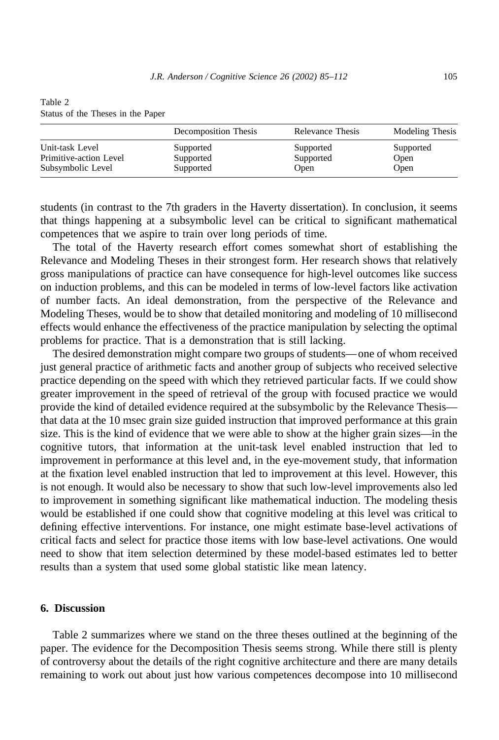Table 2
Status of the Theses in the Paper

| | Decomposition Thesis | Relevance Thesis | Modeling Thesis |
|---|---|---|---|
| Unit-task Level | Supported | Supported | Supported |
| Primitive-action Level | Supported | Supported | Open |
| Subsymbolic Level | Supported | Open | Open |

students (in contrast to the 7th graders in the Haverty dissertation). In conclusion, it seems that things happening at a subsymbolic level can be critical to significant mathematical competences that we aspire to train over long periods of time.

The total of the Haverty research effort comes somewhat short of establishing the Relevance and Modeling Theses in their strongest form. Her research shows that relatively gross manipulations of practice can have consequence for high-level outcomes like success on induction problems, and this can be modeled in terms of low-level factors like activation of number facts. An ideal demonstration, from the perspective of the Relevance and Modeling Theses, would be to show that detailed monitoring and modeling of 10 millisecond effects would enhance the effectiveness of the practice manipulation by selecting the optimal problems for practice. That is a demonstration that is still lacking.

The desired demonstration might compare two groups of students—one of whom received just general practice of arithmetic facts and another group of subjects who received selective practice depending on the speed with which they retrieved particular facts. If we could show greater improvement in the speed of retrieval of the group with focused practice we would provide the kind of detailed evidence required at the subsymbolic by the Relevance Thesis—that data at the 10 msec grain size guided instruction that improved performance at this grain size. This is the kind of evidence that we were able to show at the higher grain sizes—in the cognitive tutors, that information at the unit-task level enabled instruction that led to improvement in performance at this level and, in the eye-movement study, that information at the fixation level enabled instruction that led to improvement at this level. However, this is not enough. It would also be necessary to show that such low-level improvements also led to improvement in something significant like mathematical induction. The modeling thesis would be established if one could show that cognitive modeling at this level was critical to defining effective interventions. For instance, one might estimate base-level activations of critical facts and select for practice those items with low base-level activations. One would need to show that item selection determined by these model-based estimates led to better results than a system that used some global statistic like mean latency.

## 6. Discussion

Table 2 summarizes where we stand on the three theses outlined at the beginning of the paper. The evidence for the Decomposition Thesis seems strong. While there still is plenty of controversy about the details of the right cognitive architecture and there are many details remaining to work out about just how various competences decompose into 10 millisecond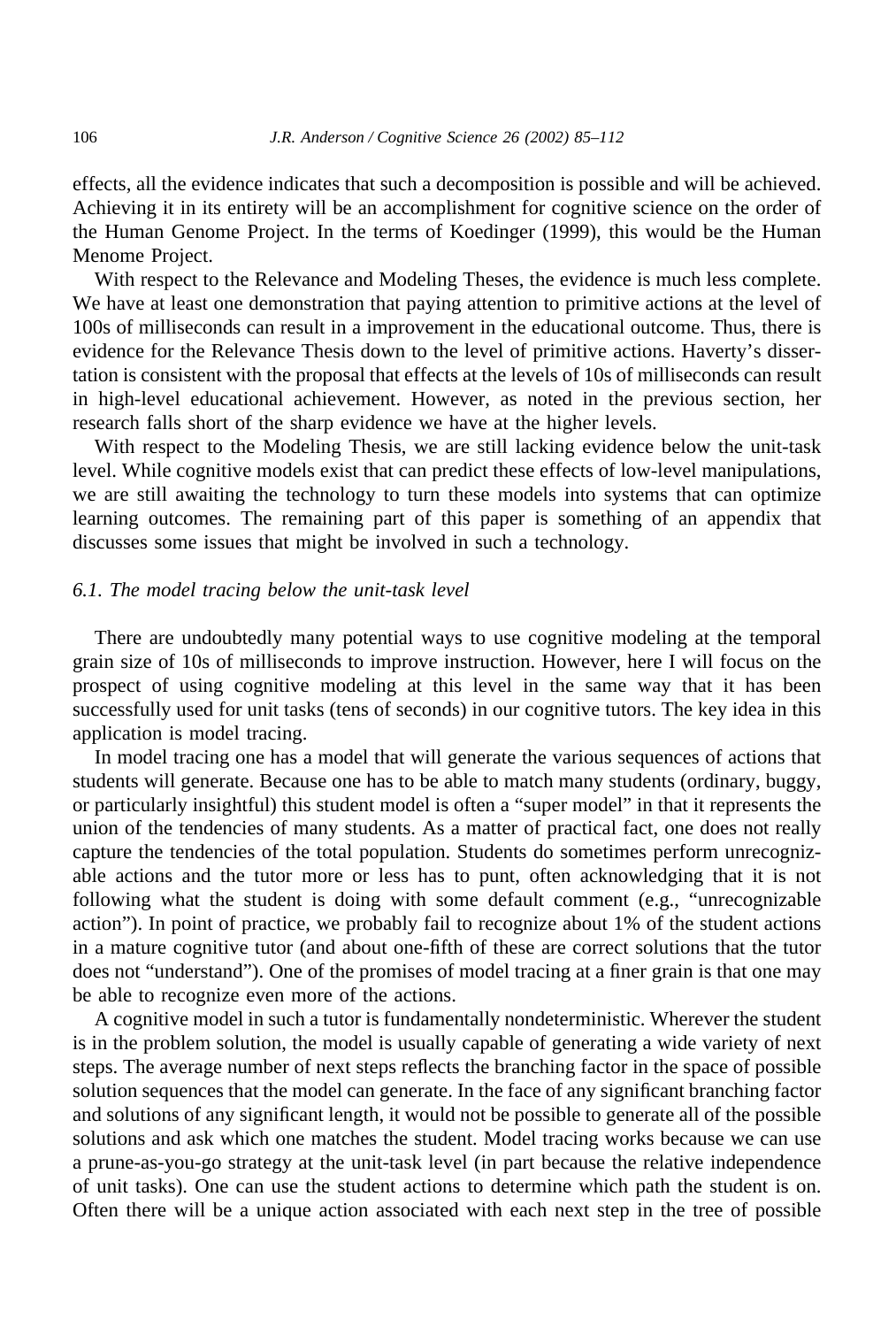effects, all the evidence indicates that such a decomposition is possible and will be achieved. Achieving it in its entirety will be an accomplishment for cognitive science on the order of the Human Genome Project. In the terms of Koedinger (1999), this would be the Human Menome Project.

With respect to the Relevance and Modeling Theses, the evidence is much less complete. We have at least one demonstration that paying attention to primitive actions at the level of 100s of milliseconds can result in a improvement in the educational outcome. Thus, there is evidence for the Relevance Thesis down to the level of primitive actions. Haverty's dissertation is consistent with the proposal that effects at the levels of 10s of milliseconds can result in high-level educational achievement. However, as noted in the previous section, her research falls short of the sharp evidence we have at the higher levels.

With respect to the Modeling Thesis, we are still lacking evidence below the unit-task level. While cognitive models exist that can predict these effects of low-level manipulations, we are still awaiting the technology to turn these models into systems that can optimize learning outcomes. The remaining part of this paper is something of an appendix that discusses some issues that might be involved in such a technology.

### *6.1. The model tracing below the unit-task level*

There are undoubtedly many potential ways to use cognitive modeling at the temporal grain size of 10s of milliseconds to improve instruction. However, here I will focus on the prospect of using cognitive modeling at this level in the same way that it has been successfully used for unit tasks (tens of seconds) in our cognitive tutors. The key idea in this application is model tracing.

In model tracing one has a model that will generate the various sequences of actions that students will generate. Because one has to be able to match many students (ordinary, buggy, or particularly insightful) this student model is often a "super model" in that it represents the union of the tendencies of many students. As a matter of practical fact, one does not really capture the tendencies of the total population. Students do sometimes perform unrecognizable actions and the tutor more or less has to punt, often acknowledging that it is not following what the student is doing with some default comment (e.g., "unrecognizable action"). In point of practice, we probably fail to recognize about 1% of the student actions in a mature cognitive tutor (and about one-fifth of these are correct solutions that the tutor does not "understand"). One of the promises of model tracing at a finer grain is that one may be able to recognize even more of the actions.

A cognitive model in such a tutor is fundamentally nondeterministic. Wherever the student is in the problem solution, the model is usually capable of generating a wide variety of next steps. The average number of next steps reflects the branching factor in the space of possible solution sequences that the model can generate. In the face of any significant branching factor and solutions of any significant length, it would not be possible to generate all of the possible solutions and ask which one matches the student. Model tracing works because we can use a prune-as-you-go strategy at the unit-task level (in part because the relative independence of unit tasks). One can use the student actions to determine which path the student is on. Often there will be a unique action associated with each next step in the tree of possible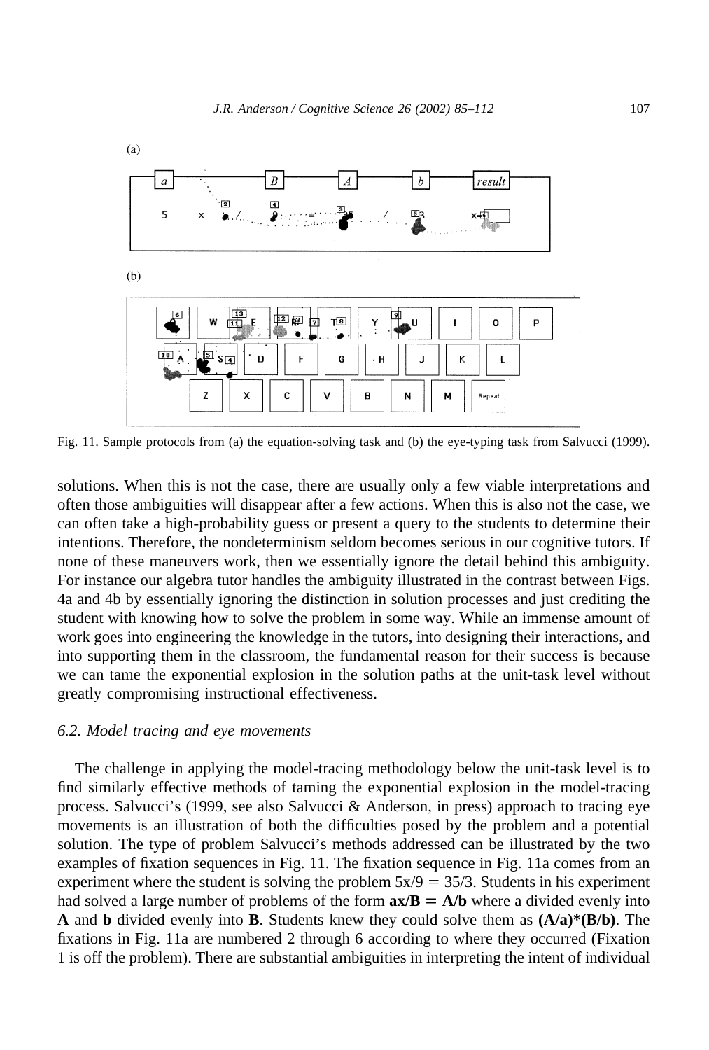Fig. 11. Sample protocols from (a) the equation-solving task and (b) the eye-typing task from Salvucci (1999).

solutions. When this is not the case, there are usually only a few viable interpretations and often those ambiguities will disappear after a few actions. When this is also not the case, we can often take a high-probability guess or present a query to the students to determine their intentions. Therefore, the nondeterminism seldom becomes serious in our cognitive tutors. If none of these maneuvers work, then we essentially ignore the detail behind this ambiguity. For instance our algebra tutor handles the ambiguity illustrated in the contrast between Figs. 4a and 4b by essentially ignoring the distinction in solution processes and just crediting the student with knowing how to solve the problem in some way. While an immense amount of work goes into engineering the knowledge in the tutors, into designing their interactions, and into supporting them in the classroom, the fundamental reason for their success is because we can tame the exponential explosion in the solution paths at the unit-task level without greatly compromising instructional effectiveness.

### *6.2. Model tracing and eye movements*

The challenge in applying the model-tracing methodology below the unit-task level is to find similarly effective methods of taming the exponential explosion in the model-tracing process. Salvucci's (1999, see also Salvucci & Anderson, in press) approach to tracing eye movements is an illustration of both the difficulties posed by the problem and a potential solution. The type of problem Salvucci's methods addressed can be illustrated by the two examples of fixation sequences in Fig. 11. The fixation sequence in Fig. 11a comes from an experiment where the student is solving the problem $5x/9 = 35/3$. Students in his experiment had solved a large number of problems of the form $\mathbf{ax/B = A/b}$ where a divided evenly into **A** and **b** divided evenly into **B**. Students knew they could solve them as $\mathbf{(A/a)*(B/b)}$. The fixations in Fig. 11a are numbered 2 through 6 according to where they occurred (Fixation 1 is off the problem). There are substantial ambiguities in interpreting the intent of individual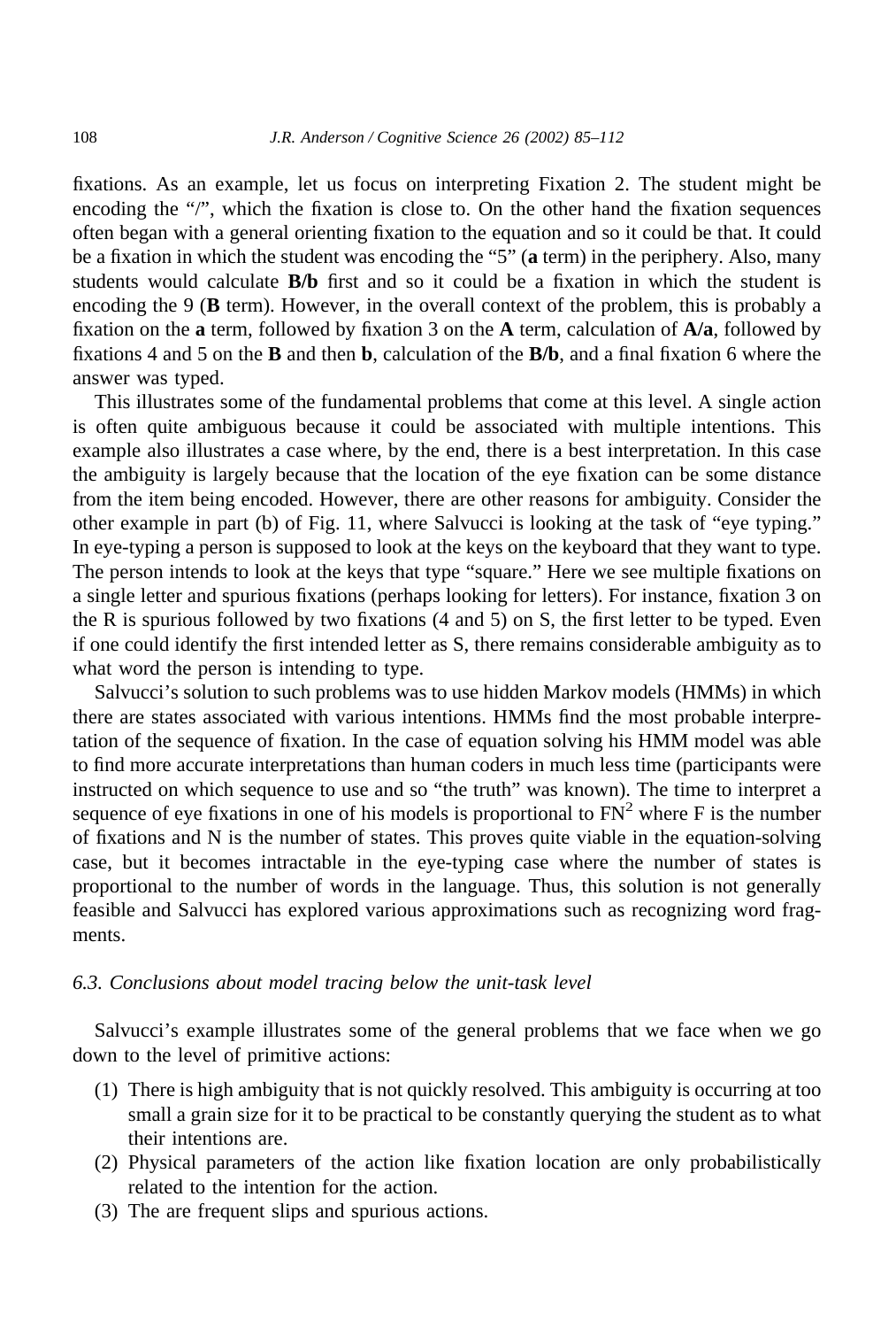fixations. As an example, let us focus on interpreting Fixation 2. The student might be encoding the "/", which the fixation is close to. On the other hand the fixation sequences often began with a general orienting fixation to the equation and so it could be that. It could be a fixation in which the student was encoding the "5" (**a** term) in the periphery. Also, many students would calculate **B/b** first and so it could be a fixation in which the student is encoding the 9 (**B** term). However, in the overall context of the problem, this is probably a fixation on the **a** term, followed by fixation 3 on the **A** term, calculation of **A/a**, followed by fixations 4 and 5 on the **B** and then **b**, calculation of the **B/b**, and a final fixation 6 where the answer was typed.

This illustrates some of the fundamental problems that come at this level. A single action is often quite ambiguous because it could be associated with multiple intentions. This example also illustrates a case where, by the end, there is a best interpretation. In this case the ambiguity is largely because that the location of the eye fixation can be some distance from the item being encoded. However, there are other reasons for ambiguity. Consider the other example in part (b) of Fig. 11, where Salvucci is looking at the task of "eye typing." In eye-typing a person is supposed to look at the keys on the keyboard that they want to type. The person intends to look at the keys that type "square." Here we see multiple fixations on a single letter and spurious fixations (perhaps looking for letters). For instance, fixation 3 on the R is spurious followed by two fixations (4 and 5) on S, the first letter to be typed. Even if one could identify the first intended letter as S, there remains considerable ambiguity as to what word the person is intending to type.

Salvucci's solution to such problems was to use hidden Markov models (HMMs) in which there are states associated with various intentions. HMMs find the most probable interpretation of the sequence of fixation. In the case of equation solving his HMM model was able to find more accurate interpretations than human coders in much less time (participants were instructed on which sequence to use and so "the truth" was known). The time to interpret a sequence of eye fixations in one of his models is proportional to $FN^2$ where F is the number of fixations and N is the number of states. This proves quite viable in the equation-solving case, but it becomes intractable in the eye-typing case where the number of states is proportional to the number of words in the language. Thus, this solution is not generally feasible and Salvucci has explored various approximations such as recognizing word fragments.

### *6.3. Conclusions about model tracing below the unit-task level*

Salvucci's example illustrates some of the general problems that we face when we go down to the level of primitive actions:

(1) There is high ambiguity that is not quickly resolved. This ambiguity is occurring at too small a grain size for it to be practical to be constantly querying the student as to what their intentions are.
(2) Physical parameters of the action like fixation location are only probabilistically related to the intention for the action.
(3) The are frequent slips and spurious actions.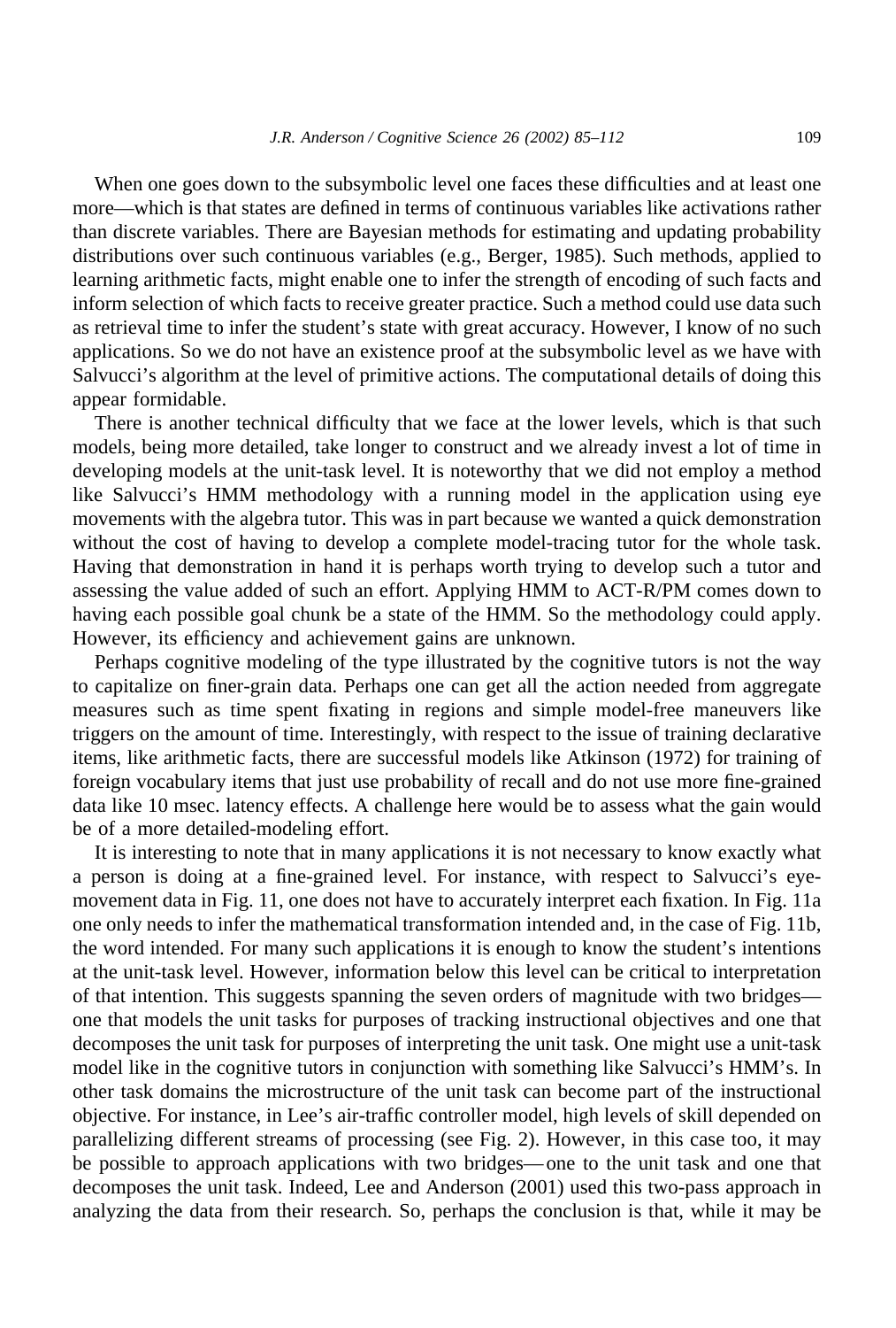When one goes down to the subsymbolic level one faces these difficulties and at least one more—which is that states are defined in terms of continuous variables like activations rather than discrete variables. There are Bayesian methods for estimating and updating probability distributions over such continuous variables (e.g., Berger, 1985). Such methods, applied to learning arithmetic facts, might enable one to infer the strength of encoding of such facts and inform selection of which facts to receive greater practice. Such a method could use data such as retrieval time to infer the student's state with great accuracy. However, I know of no such applications. So we do not have an existence proof at the subsymbolic level as we have with Salvucci's algorithm at the level of primitive actions. The computational details of doing this appear formidable.

There is another technical difficulty that we face at the lower levels, which is that such models, being more detailed, take longer to construct and we already invest a lot of time in developing models at the unit-task level. It is noteworthy that we did not employ a method like Salvucci's HMM methodology with a running model in the application using eye movements with the algebra tutor. This was in part because we wanted a quick demonstration without the cost of having to develop a complete model-tracing tutor for the whole task. Having that demonstration in hand it is perhaps worth trying to develop such a tutor and assessing the value added of such an effort. Applying HMM to ACT-R/PM comes down to having each possible goal chunk be a state of the HMM. So the methodology could apply. However, its efficiency and achievement gains are unknown.

Perhaps cognitive modeling of the type illustrated by the cognitive tutors is not the way to capitalize on finer-grain data. Perhaps one can get all the action needed from aggregate measures such as time spent fixating in regions and simple model-free maneuvers like triggers on the amount of time. Interestingly, with respect to the issue of training declarative items, like arithmetic facts, there are successful models like Atkinson (1972) for training of foreign vocabulary items that just use probability of recall and do not use more fine-grained data like 10 msec. latency effects. A challenge here would be to assess what the gain would be of a more detailed-modeling effort.

It is interesting to note that in many applications it is not necessary to know exactly what a person is doing at a fine-grained level. For instance, with respect to Salvucci's eye-movement data in Fig. 11, one does not have to accurately interpret each fixation. In Fig. 11a one only needs to infer the mathematical transformation intended and, in the case of Fig. 11b, the word intended. For many such applications it is enough to know the student's intentions at the unit-task level. However, information below this level can be critical to interpretation of that intention. This suggests spanning the seven orders of magnitude with two bridges—one that models the unit tasks for purposes of tracking instructional objectives and one that decomposes the unit task for purposes of interpreting the unit task. One might use a unit-task model like in the cognitive tutors in conjunction with something like Salvucci's HMM's. In other task domains the microstructure of the unit task can become part of the instructional objective. For instance, in Lee's air-traffic controller model, high levels of skill depended on parallelizing different streams of processing (see Fig. 2). However, in this case too, it may be possible to approach applications with two bridges—one to the unit task and one that decomposes the unit task. Indeed, Lee and Anderson (2001) used this two-pass approach in analyzing the data from their research. So, perhaps the conclusion is that, while it may be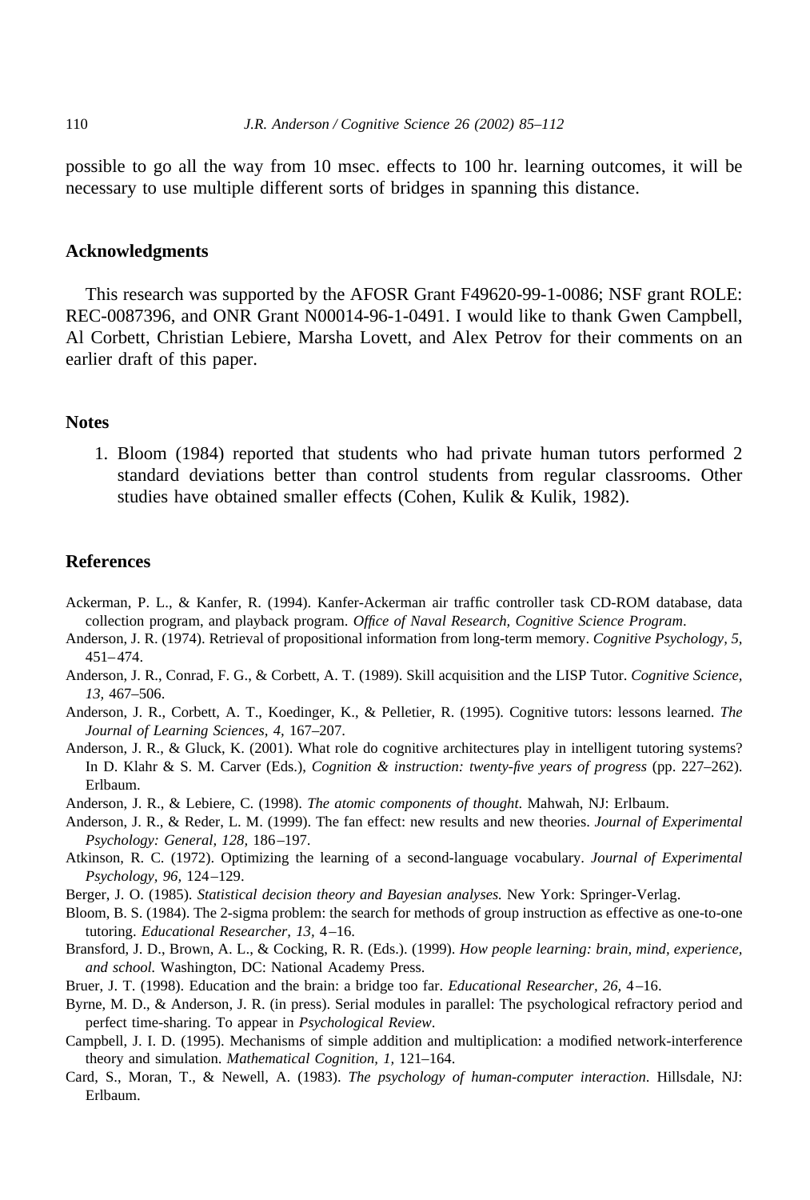possible to go all the way from 10 msec. effects to 100 hr. learning outcomes, it will be necessary to use multiple different sorts of bridges in spanning this distance.

## Acknowledgments

This research was supported by the AFOSR Grant F49620-99-1-0086; NSF grant ROLE: REC-0087396, and ONR Grant N00014-96-1-0491. I would like to thank Gwen Campbell, Al Corbett, Christian Lebiere, Marsha Lovett, and Alex Petrov for their comments on an earlier draft of this paper.

## Notes

1. Bloom (1984) reported that students who had private human tutors performed 2 standard deviations better than control students from regular classrooms. Other studies have obtained smaller effects (Cohen, Kulik & Kulik, 1982).

## References

Ackerman, P. L., & Kanfer, R. (1994). Kanfer-Ackerman air traffic controller task CD-ROM database, data collection program, and playback program. *Office of Naval Research, Cognitive Science Program*.

Anderson, J. R. (1974). Retrieval of propositional information from long-term memory. *Cognitive Psychology, 5,* 451–474.

Anderson, J. R., Conrad, F. G., & Corbett, A. T. (1989). Skill acquisition and the LISP Tutor. *Cognitive Science, 13,* 467–506.

Anderson, J. R., Corbett, A. T., Koedinger, K., & Pelletier, R. (1995). Cognitive tutors: lessons learned. *The Journal of Learning Sciences, 4,* 167–207.

Anderson, J. R., & Gluck, K. (2001). What role do cognitive architectures play in intelligent tutoring systems? In D. Klahr & S. M. Carver (Eds.), *Cognition & instruction: twenty-five years of progress* (pp. 227–262). Erlbaum.

Anderson, J. R., & Lebiere, C. (1998). *The atomic components of thought*. Mahwah, NJ: Erlbaum.

Anderson, J. R., & Reder, L. M. (1999). The fan effect: new results and new theories. *Journal of Experimental Psychology: General, 128,* 186–197.

Atkinson, R. C. (1972). Optimizing the learning of a second-language vocabulary. *Journal of Experimental Psychology, 96,* 124–129.

Berger, J. O. (1985). *Statistical decision theory and Bayesian analyses.* New York: Springer-Verlag.

Bloom, B. S. (1984). The 2-sigma problem: the search for methods of group instruction as effective as one-to-one tutoring. *Educational Researcher, 13,* 4–16.

Bransford, J. D., Brown, A. L., & Cocking, R. R. (Eds.). (1999). *How people learning: brain, mind, experience, and school.* Washington, DC: National Academy Press.

Bruer, J. T. (1998). Education and the brain: a bridge too far. *Educational Researcher, 26,* 4–16.

Byrne, M. D., & Anderson, J. R. (in press). Serial modules in parallel: The psychological refractory period and perfect time-sharing. To appear in *Psychological Review*.

Campbell, J. I. D. (1995). Mechanisms of simple addition and multiplication: a modified network-interference theory and simulation. *Mathematical Cognition, 1,* 121–164.

Card, S., Moran, T., & Newell, A. (1983). *The psychology of human-computer interaction*. Hillsdale, NJ: Erlbaum.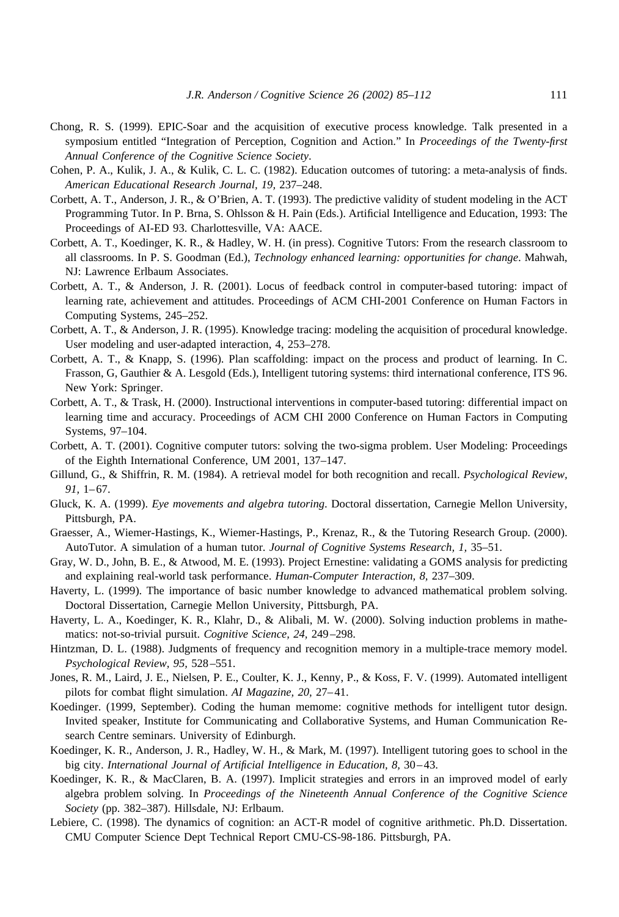Chong, R. S. (1999). EPIC-Soar and the acquisition of executive process knowledge. Talk presented in a symposium entitled "Integration of Perception, Cognition and Action." In *Proceedings of the Twenty-first Annual Conference of the Cognitive Science Society*.

Cohen, P. A., Kulik, J. A., & Kulik, C. L. C. (1982). Education outcomes of tutoring: a meta-analysis of finds. *American Educational Research Journal, 19,* 237–248.

Corbett, A. T., Anderson, J. R., & O'Brien, A. T. (1993). The predictive validity of student modeling in the ACT Programming Tutor. In P. Brna, S. Ohlsson & H. Pain (Eds.). Artificial Intelligence and Education, 1993: The Proceedings of AI-ED 93. Charlottesville, VA: AACE.

Corbett, A. T., Koedinger, K. R., & Hadley, W. H. (in press). Cognitive Tutors: From the research classroom to all classrooms. In P. S. Goodman (Ed.), *Technology enhanced learning: opportunities for change*. Mahwah, NJ: Lawrence Erlbaum Associates.

Corbett, A. T., & Anderson, J. R. (2001). Locus of feedback control in computer-based tutoring: impact of learning rate, achievement and attitudes. Proceedings of ACM CHI-2001 Conference on Human Factors in Computing Systems, 245–252.

Corbett, A. T., & Anderson, J. R. (1995). Knowledge tracing: modeling the acquisition of procedural knowledge. User modeling and user-adapted interaction, 4, 253–278.

Corbett, A. T., & Knapp, S. (1996). Plan scaffolding: impact on the process and product of learning. In C. Frasson, G, Gauthier & A. Lesgold (Eds.), Intelligent tutoring systems: third international conference, ITS 96. New York: Springer.

Corbett, A. T., & Trask, H. (2000). Instructional interventions in computer-based tutoring: differential impact on learning time and accuracy. Proceedings of ACM CHI 2000 Conference on Human Factors in Computing Systems, 97–104.

Corbett, A. T. (2001). Cognitive computer tutors: solving the two-sigma problem. User Modeling: Proceedings of the Eighth International Conference, UM 2001, 137–147.

Gillund, G., & Shiffrin, R. M. (1984). A retrieval model for both recognition and recall. *Psychological Review, 91,* 1–67.

Gluck, K. A. (1999). *Eye movements and algebra tutoring*. Doctoral dissertation, Carnegie Mellon University, Pittsburgh, PA.

Graesser, A., Wiemer-Hastings, K., Wiemer-Hastings, P., Krenaz, R., & the Tutoring Research Group. (2000). AutoTutor. A simulation of a human tutor. *Journal of Cognitive Systems Research, 1,* 35–51.

Gray, W. D., John, B. E., & Atwood, M. E. (1993). Project Ernestine: validating a GOMS analysis for predicting and explaining real-world task performance. *Human-Computer Interaction, 8,* 237–309.

Haverty, L. (1999). The importance of basic number knowledge to advanced mathematical problem solving. Doctoral Dissertation, Carnegie Mellon University, Pittsburgh, PA.

Haverty, L. A., Koedinger, K. R., Klahr, D., & Alibali, M. W. (2000). Solving induction problems in mathematics: not-so-trivial pursuit. *Cognitive Science, 24,* 249–298.

Hintzman, D. L. (1988). Judgments of frequency and recognition memory in a multiple-trace memory model. *Psychological Review, 95,* 528–551.

Jones, R. M., Laird, J. E., Nielsen, P. E., Coulter, K. J., Kenny, P., & Koss, F. V. (1999). Automated intelligent pilots for combat flight simulation. *AI Magazine, 20,* 27–41.

Koedinger. (1999, September). Coding the human memome: cognitive methods for intelligent tutor design. Invited speaker, Institute for Communicating and Collaborative Systems, and Human Communication Research Centre seminars. University of Edinburgh.

Koedinger, K. R., Anderson, J. R., Hadley, W. H., & Mark, M. (1997). Intelligent tutoring goes to school in the big city. *International Journal of Artificial Intelligence in Education, 8,* 30–43.

Koedinger, K. R., & MacClaren, B. A. (1997). Implicit strategies and errors in an improved model of early algebra problem solving. In *Proceedings of the Nineteenth Annual Conference of the Cognitive Science Society* (pp. 382–387). Hillsdale, NJ: Erlbaum.

Lebiere, C. (1998). The dynamics of cognition: an ACT-R model of cognitive arithmetic. Ph.D. Dissertation. CMU Computer Science Dept Technical Report CMU-CS-98-186. Pittsburgh, PA.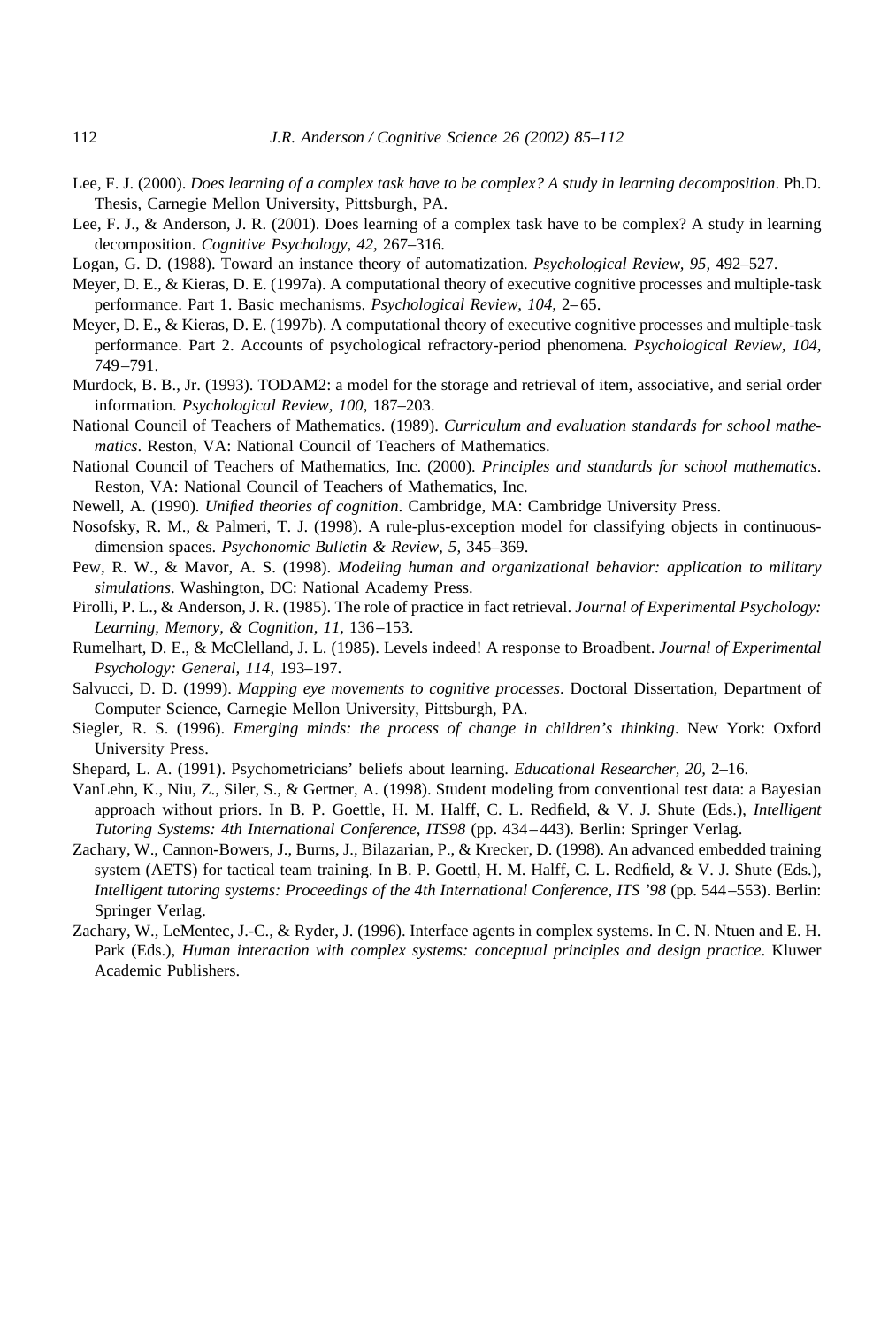Lee, F. J. (2000). *Does learning of a complex task have to be complex? A study in learning decomposition*. Ph.D. Thesis, Carnegie Mellon University, Pittsburgh, PA.

Lee, F. J., & Anderson, J. R. (2001). Does learning of a complex task have to be complex? A study in learning decomposition. *Cognitive Psychology, 42*, 267–316.

Logan, G. D. (1988). Toward an instance theory of automatization. *Psychological Review, 95,* 492–527.

Meyer, D. E., & Kieras, D. E. (1997a). A computational theory of executive cognitive processes and multiple-task performance. Part 1. Basic mechanisms. *Psychological Review, 104,* 2–65.

Meyer, D. E., & Kieras, D. E. (1997b). A computational theory of executive cognitive processes and multiple-task performance. Part 2. Accounts of psychological refractory-period phenomena. *Psychological Review, 104,* 749–791.

Murdock, B. B., Jr. (1993). TODAM2: a model for the storage and retrieval of item, associative, and serial order information. *Psychological Review, 100,* 187–203.

National Council of Teachers of Mathematics. (1989). *Curriculum and evaluation standards for school mathematics*. Reston, VA: National Council of Teachers of Mathematics.

National Council of Teachers of Mathematics, Inc. (2000). *Principles and standards for school mathematics*. Reston, VA: National Council of Teachers of Mathematics, Inc.

Newell, A. (1990). *Unified theories of cognition*. Cambridge, MA: Cambridge University Press.

Nosofsky, R. M., & Palmeri, T. J. (1998). A rule-plus-exception model for classifying objects in continuous-dimension spaces. *Psychonomic Bulletin & Review, 5,* 345–369.

Pew, R. W., & Mavor, A. S. (1998). *Modeling human and organizational behavior: application to military simulations*. Washington, DC: National Academy Press.

Pirolli, P. L., & Anderson, J. R. (1985). The role of practice in fact retrieval. *Journal of Experimental Psychology: Learning, Memory, & Cognition, 11,* 136–153.

Rumelhart, D. E., & McClelland, J. L. (1985). Levels indeed! A response to Broadbent. *Journal of Experimental Psychology: General, 114,* 193–197.

Salvucci, D. D. (1999). *Mapping eye movements to cognitive processes*. Doctoral Dissertation, Department of Computer Science, Carnegie Mellon University, Pittsburgh, PA.

Siegler, R. S. (1996). *Emerging minds: the process of change in children's thinking*. New York: Oxford University Press.

Shepard, L. A. (1991). Psychometricians' beliefs about learning. *Educational Researcher, 20,* 2–16.

VanLehn, K., Niu, Z., Siler, S., & Gertner, A. (1998). Student modeling from conventional test data: a Bayesian approach without priors. In B. P. Goettle, H. M. Halff, C. L. Redfield, & V. J. Shute (Eds.), *Intelligent Tutoring Systems: 4th International Conference, ITS98* (pp. 434–443). Berlin: Springer Verlag.

Zachary, W., Cannon-Bowers, J., Burns, J., Bilazarian, P., & Krecker, D. (1998). An advanced embedded training system (AETS) for tactical team training. In B. P. Goettl, H. M. Halff, C. L. Redfield, & V. J. Shute (Eds.), *Intelligent tutoring systems: Proceedings of the 4th International Conference, ITS '98* (pp. 544–553). Berlin: Springer Verlag.

Zachary, W., LeMentec, J.-C., & Ryder, J. (1996). Interface agents in complex systems. In C. N. Ntuen and E. H. Park (Eds.), *Human interaction with complex systems: conceptual principles and design practice*. Kluwer Academic Publishers.